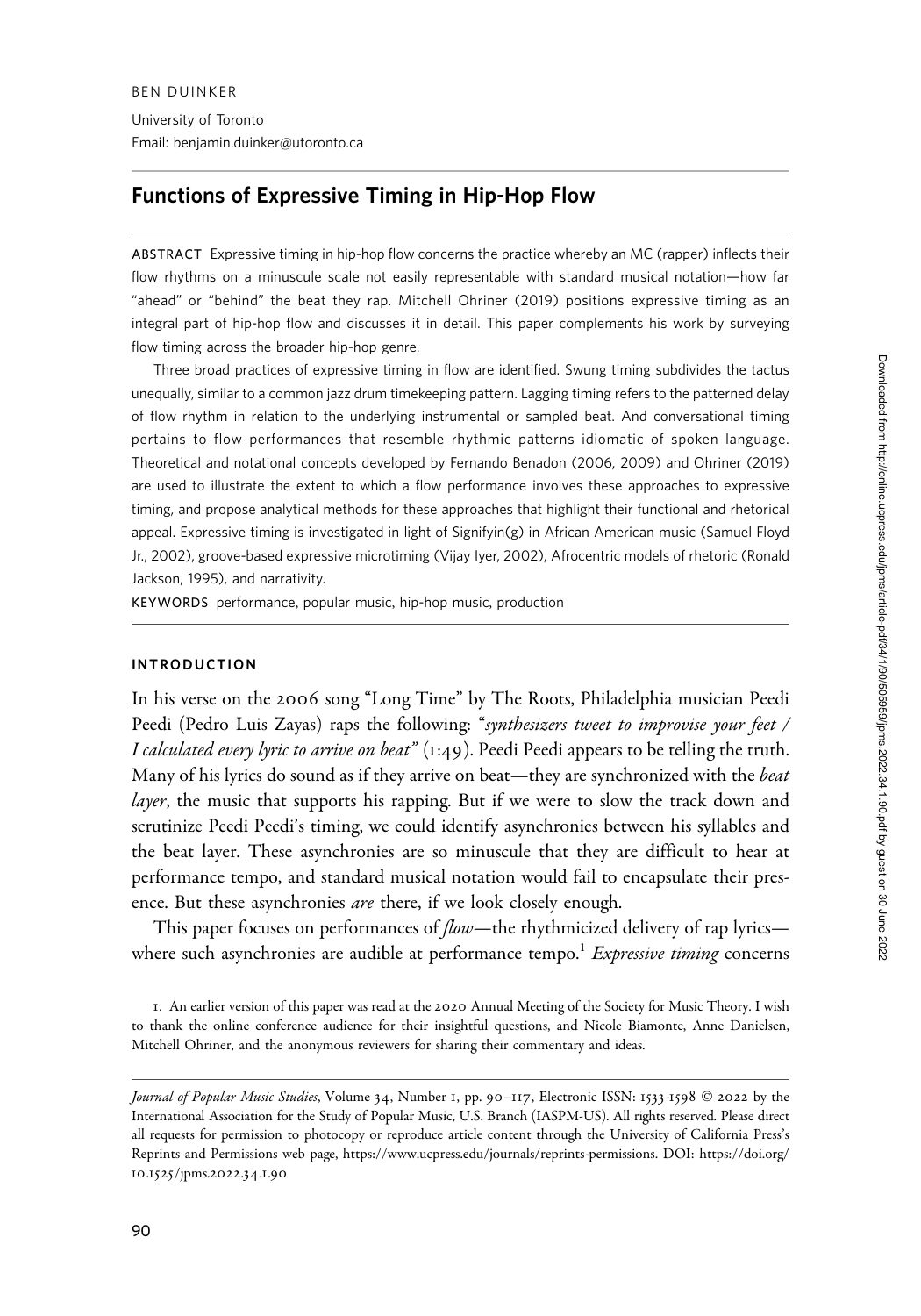BEN DUINKER

University of Toronto
Email: benjamin.duinker@utoronto.ca

# Functions of Expressive Timing in Hip-Hop Flow

**ABSTRACT** Expressive timing in hip-hop flow concerns the practice whereby an MC (rapper) inflects their flow rhythms on a minuscule scale not easily representable with standard musical notation—how far "ahead" or "behind" the beat they rap. Mitchell Ohriner (2019) positions expressive timing as an integral part of hip-hop flow and discusses it in detail. This paper complements his work by surveying flow timing across the broader hip-hop genre.

Three broad practices of expressive timing in flow are identified. Swung timing subdivides the tactus unequally, similar to a common jazz drum timekeeping pattern. Lagging timing refers to the patterned delay of flow rhythm in relation to the underlying instrumental or sampled beat. And conversational timing pertains to flow performances that resemble rhythmic patterns idiomatic of spoken language. Theoretical and notational concepts developed by Fernando Benadon (2006, 2009) and Ohriner (2019) are used to illustrate the extent to which a flow performance involves these approaches to expressive timing, and propose analytical methods for these approaches that highlight their functional and rhetorical appeal. Expressive timing is investigated in light of Signifyin(g) in African American music (Samuel Floyd Jr., 2002), groove-based expressive microtiming (Vijay Iyer, 2002), Afrocentric models of rhetoric (Ronald Jackson, 1995), and narrativity.

**KEYWORDS** performance, popular music, hip-hop music, production

## INTRODUCTION

In his verse on the 2006 song "Long Time" by The Roots, Philadelphia musician Peedi Peedi (Pedro Luis Zayas) raps the following: "*synthesizers tweet to improvise your feet / I calculated every lyric to arrive on beat*" (1:49). Peedi Peedi appears to be telling the truth. Many of his lyrics do sound as if they arrive on beat—they are synchronized with the *beat layer*, the music that supports his rapping. But if we were to slow the track down and scrutinize Peedi Peedi's timing, we could identify asynchronies between his syllables and the beat layer. These asynchronies are so minuscule that they are difficult to hear at performance tempo, and standard musical notation would fail to encapsulate their presence. But these asynchronies *are* there, if we look closely enough.

This paper focuses on performances of *flow*—the rhythmicized delivery of rap lyrics—where such asynchronies are audible at performance tempo.[1] *Expressive timing* concerns

1. An earlier version of this paper was read at the 2020 Annual Meeting of the Society for Music Theory. I wish to thank the online conference audience for their insightful questions, and Nicole Biamonte, Anne Danielsen, Mitchell Ohriner, and the anonymous reviewers for sharing their commentary and ideas.

*Journal of Popular Music Studies*, Volume 34, Number 1, pp. 90–117, Electronic ISSN: 1533-1598 © 2022 by the International Association for the Study of Popular Music, U.S. Branch (IASPM-US). All rights reserved. Please direct all requests for permission to photocopy or reproduce article content through the University of California Press's Reprints and Permissions web page, https://www.ucpress.edu/journals/reprints-permissions. DOI: https://doi.org/10.1525/jpms.2022.34.1.90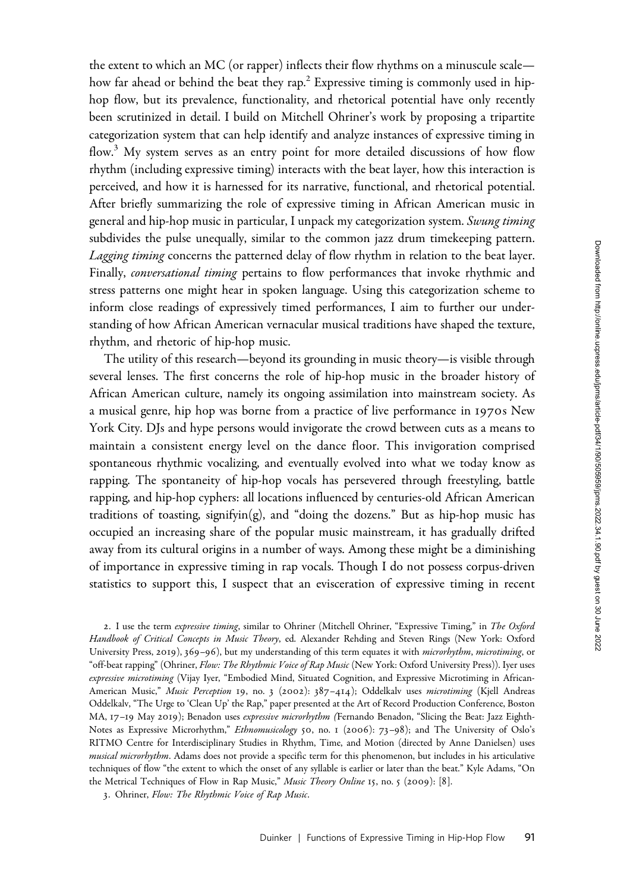the extent to which an MC (or rapper) inflects their flow rhythms on a minuscule scale—how far ahead or behind the beat they rap.[2] Expressive timing is commonly used in hip-hop flow, but its prevalence, functionality, and rhetorical potential have only recently been scrutinized in detail. I build on Mitchell Ohriner's work by proposing a tripartite categorization system that can help identify and analyze instances of expressive timing in flow.[3] My system serves as an entry point for more detailed discussions of how flow rhythm (including expressive timing) interacts with the beat layer, how this interaction is perceived, and how it is harnessed for its narrative, functional, and rhetorical potential. After briefly summarizing the role of expressive timing in African American music in general and hip-hop music in particular, I unpack my categorization system. *Swung timing* subdivides the pulse unequally, similar to the common jazz drum timekeeping pattern. *Lagging timing* concerns the patterned delay of flow rhythm in relation to the beat layer. Finally, *conversational timing* pertains to flow performances that invoke rhythmic and stress patterns one might hear in spoken language. Using this categorization scheme to inform close readings of expressively timed performances, I aim to further our understanding of how African American vernacular musical traditions have shaped the texture, rhythm, and rhetoric of hip-hop music.

The utility of this research—beyond its grounding in music theory—is visible through several lenses. The first concerns the role of hip-hop music in the broader history of African American culture, namely its ongoing assimilation into mainstream society. As a musical genre, hip hop was borne from a practice of live performance in 1970s New York City. DJs and hype persons would invigorate the crowd between cuts as a means to maintain a consistent energy level on the dance floor. This invigoration comprised spontaneous rhythmic vocalizing, and eventually evolved into what we today know as rapping. The spontaneity of hip-hop vocals has persevered through freestyling, battle rapping, and hip-hop cyphers: all locations influenced by centuries-old African American traditions of toasting, signifyin(g), and "doing the dozens." But as hip-hop music has occupied an increasing share of the popular music mainstream, it has gradually drifted away from its cultural origins in a number of ways. Among these might be a diminishing of importance in expressive timing in rap vocals. Though I do not possess corpus-driven statistics to support this, I suspect that an evisceration of expressive timing in recent

2. I use the term *expressive timing*, similar to Ohriner (Mitchell Ohriner, "Expressive Timing," in *The Oxford Handbook of Critical Concepts in Music Theory*, ed. Alexander Rehding and Steven Rings (New York: Oxford University Press, 2019), 369–96), but my understanding of this term equates it with *microrhythm*, *microtiming*, or "off-beat rapping" (Ohriner, *Flow: The Rhythmic Voice of Rap Music* (New York: Oxford University Press)). Iyer uses *expressive microtiming* (Vijay Iyer, "Embodied Mind, Situated Cognition, and Expressive Microtiming in African-American Music," *Music Perception* 19, no. 3 (2002): 387–414); Oddelkalv uses *microtiming* (Kjell Andreas Oddelkalv, "The Urge to 'Clean Up' the Rap," paper presented at the Art of Record Production Conference, Boston MA, 17–19 May 2019); Benadon uses *expressive microrhythm* (Fernando Benadon, "Slicing the Beat: Jazz Eighth-Notes as Expressive Microrhythm," *Ethnomusicology* 50, no. 1 (2006): 73–98); and The University of Oslo's RITMO Centre for Interdisciplinary Studies in Rhythm, Time, and Motion (directed by Anne Danielsen) uses *musical microrhythm*. Adams does not provide a specific term for this phenomenon, but includes in his articulative techniques of flow "the extent to which the onset of any syllable is earlier or later than the beat." Kyle Adams, "On the Metrical Techniques of Flow in Rap Music," *Music Theory Online* 15, no. 5 (2009): [8].

3. Ohriner, *Flow: The Rhythmic Voice of Rap Music*.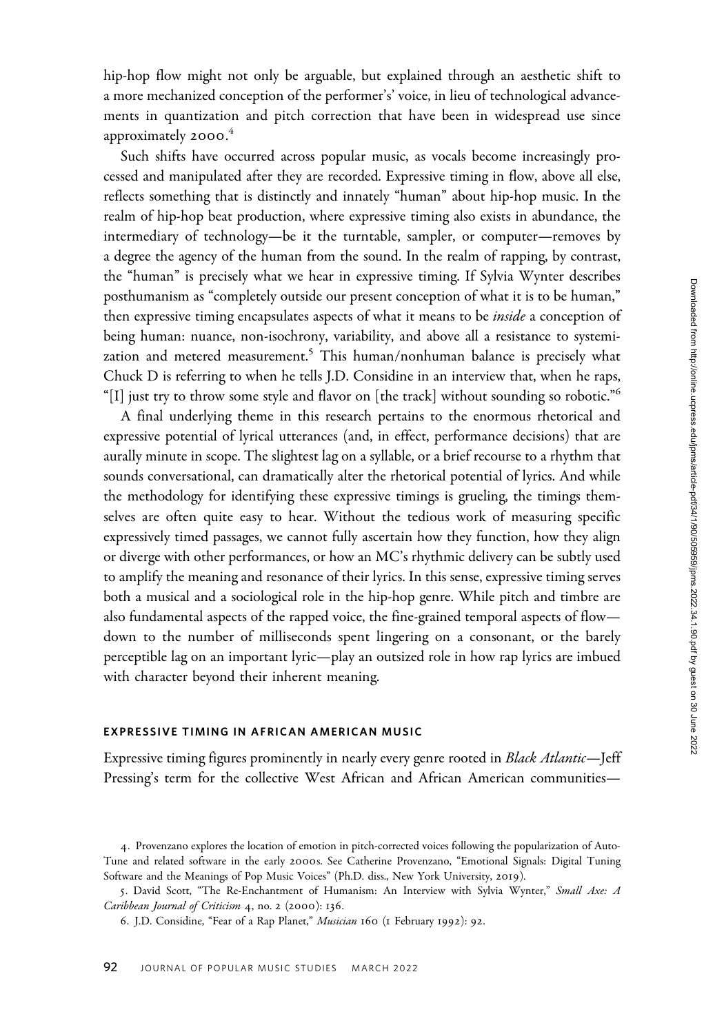hip-hop flow might not only be arguable, but explained through an aesthetic shift to a more mechanized conception of the performer's' voice, in lieu of technological advancements in quantization and pitch correction that have been in widespread use since approximately 2000.[4]

Such shifts have occurred across popular music, as vocals become increasingly processed and manipulated after they are recorded. Expressive timing in flow, above all else, reflects something that is distinctly and innately "human" about hip-hop music. In the realm of hip-hop beat production, where expressive timing also exists in abundance, the intermediary of technology—be it the turntable, sampler, or computer—removes by a degree the agency of the human from the sound. In the realm of rapping, by contrast, the "human" is precisely what we hear in expressive timing. If Sylvia Wynter describes posthumanism as "completely outside our present conception of what it is to be human," then expressive timing encapsulates aspects of what it means to be *inside* a conception of being human: nuance, non-isochrony, variability, and above all a resistance to systemization and metered measurement.[5] This human/nonhuman balance is precisely what Chuck D is referring to when he tells J.D. Considine in an interview that, when he raps, "[I] just try to throw some style and flavor on [the track] without sounding so robotic."[6]

A final underlying theme in this research pertains to the enormous rhetorical and expressive potential of lyrical utterances (and, in effect, performance decisions) that are aurally minute in scope. The slightest lag on a syllable, or a brief recourse to a rhythm that sounds conversational, can dramatically alter the rhetorical potential of lyrics. And while the methodology for identifying these expressive timings is grueling, the timings themselves are often quite easy to hear. Without the tedious work of measuring specific expressively timed passages, we cannot fully ascertain how they function, how they align or diverge with other performances, or how an MC's rhythmic delivery can be subtly used to amplify the meaning and resonance of their lyrics. In this sense, expressive timing serves both a musical and a sociological role in the hip-hop genre. While pitch and timbre are also fundamental aspects of the rapped voice, the fine-grained temporal aspects of flow—down to the number of milliseconds spent lingering on a consonant, or the barely perceptible lag on an important lyric—play an outsized role in how rap lyrics are imbued with character beyond their inherent meaning.

## EXPRESSIVE TIMING IN AFRICAN AMERICAN MUSIC

Expressive timing figures prominently in nearly every genre rooted in *Black Atlantic*—Jeff Pressing's term for the collective West African and African American communities—

4. Provenzano explores the location of emotion in pitch-corrected voices following the popularization of Auto-Tune and related software in the early 2000s. See Catherine Provenzano, "Emotional Signals: Digital Tuning Software and the Meanings of Pop Music Voices" (Ph.D. diss., New York University, 2019).

5. David Scott, "The Re-Enchantment of Humanism: An Interview with Sylvia Wynter," *Small Axe: A Caribbean Journal of Criticism* 4, no. 2 (2000): 136.

6. J.D. Considine, "Fear of a Rap Planet," *Musician* 160 (1 February 1992): 92.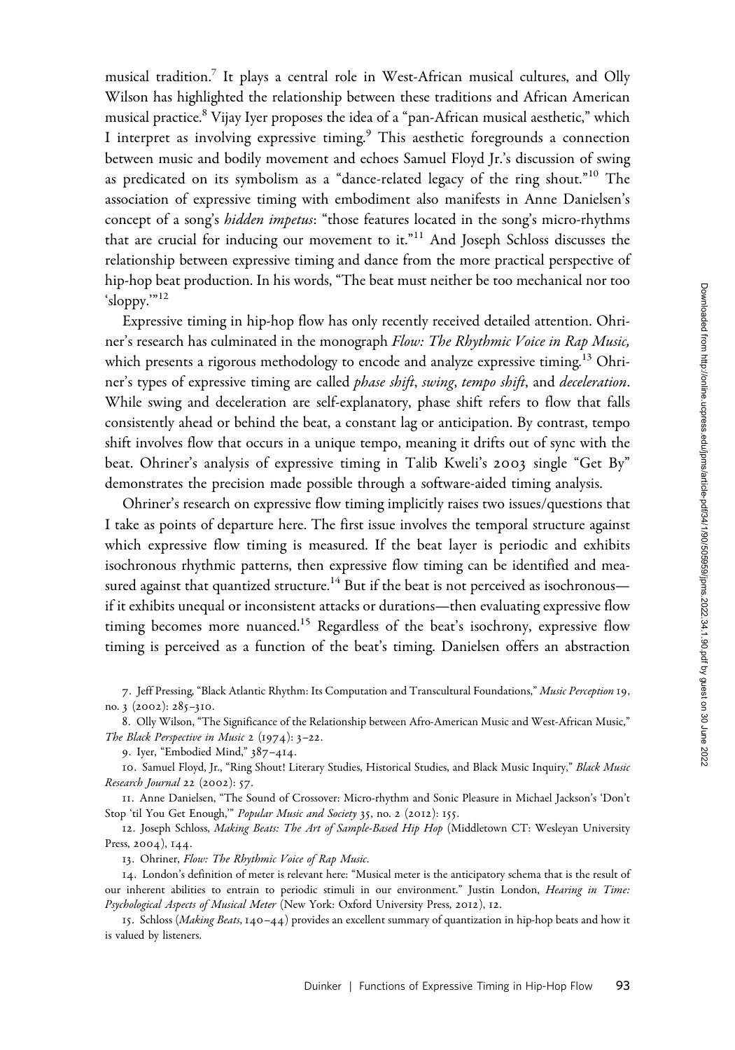musical tradition.[7] It plays a central role in West-African musical cultures, and Olly Wilson has highlighted the relationship between these traditions and African American musical practice.[8] Vijay Iyer proposes the idea of a "pan-African musical aesthetic," which I interpret as involving expressive timing.[9] This aesthetic foregrounds a connection between music and bodily movement and echoes Samuel Floyd Jr.'s discussion of swing as predicated on its symbolism as a "dance-related legacy of the ring shout."[10] The association of expressive timing with embodiment also manifests in Anne Danielsen's concept of a song's *hidden impetus*: "those features located in the song's micro-rhythms that are crucial for inducing our movement to it."[11] And Joseph Schloss discusses the relationship between expressive timing and dance from the more practical perspective of hip-hop beat production. In his words, "The beat must neither be too mechanical nor too 'sloppy.'"[12]

Expressive timing in hip-hop flow has only recently received detailed attention. Ohriner's research has culminated in the monograph *Flow: The Rhythmic Voice in Rap Music,* which presents a rigorous methodology to encode and analyze expressive timing.[13] Ohriner's types of expressive timing are called *phase shift*, *swing*, *tempo shift*, and *deceleration*. While swing and deceleration are self-explanatory, phase shift refers to flow that falls consistently ahead or behind the beat, a constant lag or anticipation. By contrast, tempo shift involves flow that occurs in a unique tempo, meaning it drifts out of sync with the beat. Ohriner's analysis of expressive timing in Talib Kweli's 2003 single "Get By" demonstrates the precision made possible through a software-aided timing analysis.

Ohriner's research on expressive flow timing implicitly raises two issues/questions that I take as points of departure here. The first issue involves the temporal structure against which expressive flow timing is measured. If the beat layer is periodic and exhibits isochronous rhythmic patterns, then expressive flow timing can be identified and measured against that quantized structure.[14] But if the beat is not perceived as isochronous—if it exhibits unequal or inconsistent attacks or durations—then evaluating expressive flow timing becomes more nuanced.[15] Regardless of the beat's isochrony, expressive flow timing is perceived as a function of the beat's timing. Danielsen offers an abstraction

7. Jeff Pressing, "Black Atlantic Rhythm: Its Computation and Transcultural Foundations," *Music Perception* 19, no. 3 (2002): 285–310.

8. Olly Wilson, "The Significance of the Relationship between Afro-American Music and West-African Music," *The Black Perspective in Music* 2 (1974): 3–22.

9. Iyer, "Embodied Mind," 387–414.

10. Samuel Floyd, Jr., "Ring Shout! Literary Studies, Historical Studies, and Black Music Inquiry," *Black Music Research Journal* 22 (2002): 57.

11. Anne Danielsen, "The Sound of Crossover: Micro-rhythm and Sonic Pleasure in Michael Jackson's 'Don't Stop 'til You Get Enough,'" *Popular Music and Society* 35, no. 2 (2012): 155.

12. Joseph Schloss, *Making Beats: The Art of Sample-Based Hip Hop* (Middletown CT: Wesleyan University Press, 2004), 144.

13. Ohriner, *Flow: The Rhythmic Voice of Rap Music*.

14. London's definition of meter is relevant here: "Musical meter is the anticipatory schema that is the result of our inherent abilities to entrain to periodic stimuli in our environment." Justin London, *Hearing in Time: Psychological Aspects of Musical Meter* (New York: Oxford University Press, 2012), 12.

15. Schloss (*Making Beats*, 140–44) provides an excellent summary of quantization in hip-hop beats and how it is valued by listeners.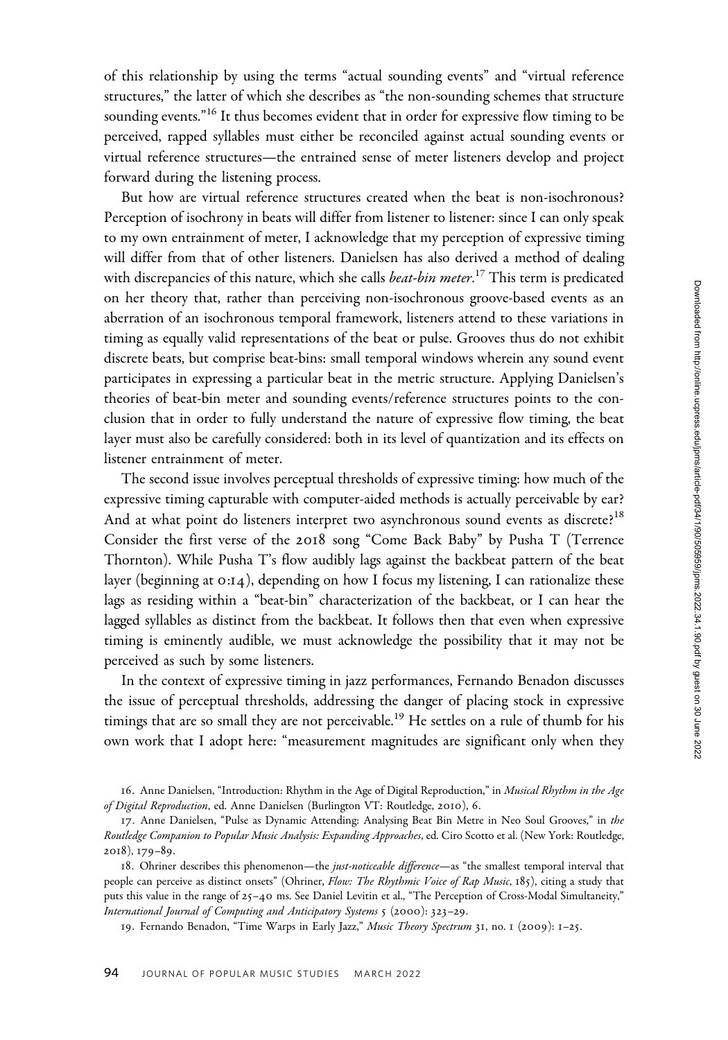of this relationship by using the terms "actual sounding events" and "virtual reference structures," the latter of which she describes as "the non-sounding schemes that structure sounding events."[16] It thus becomes evident that in order for expressive flow timing to be perceived, rapped syllables must either be reconciled against actual sounding events or virtual reference structures—the entrained sense of meter listeners develop and project forward during the listening process.

But how are virtual reference structures created when the beat is non-isochronous? Perception of isochrony in beats will differ from listener to listener: since I can only speak to my own entrainment of meter, I acknowledge that my perception of expressive timing will differ from that of other listeners. Danielsen has also derived a method of dealing with discrepancies of this nature, which she calls *beat-bin meter*.[17] This term is predicated on her theory that, rather than perceiving non-isochronous groove-based events as an aberration of an isochronous temporal framework, listeners attend to these variations in timing as equally valid representations of the beat or pulse. Grooves thus do not exhibit discrete beats, but comprise beat-bins: small temporal windows wherein any sound event participates in expressing a particular beat in the metric structure. Applying Danielsen's theories of beat-bin meter and sounding events/reference structures points to the conclusion that in order to fully understand the nature of expressive flow timing, the beat layer must also be carefully considered: both in its level of quantization and its effects on listener entrainment of meter.

The second issue involves perceptual thresholds of expressive timing: how much of the expressive timing capturable with computer-aided methods is actually perceivable by ear? And at what point do listeners interpret two asynchronous sound events as discrete?[18] Consider the first verse of the 2018 song "Come Back Baby" by Pusha T (Terrence Thornton). While Pusha T's flow audibly lags against the backbeat pattern of the beat layer (beginning at 0:14), depending on how I focus my listening, I can rationalize these lags as residing within a "beat-bin" characterization of the backbeat, or I can hear the lagged syllables as distinct from the backbeat. It follows then that even when expressive timing is eminently audible, we must acknowledge the possibility that it may not be perceived as such by some listeners.

In the context of expressive timing in jazz performances, Fernando Benadon discusses the issue of perceptual thresholds, addressing the danger of placing stock in expressive timings that are so small they are not perceivable.[19] He settles on a rule of thumb for his own work that I adopt here: "measurement magnitudes are significant only when they

16. Anne Danielsen, "Introduction: Rhythm in the Age of Digital Reproduction," in *Musical Rhythm in the Age of Digital Reproduction*, ed. Anne Danielsen (Burlington VT: Routledge, 2010), 6.

17. Anne Danielsen, "Pulse as Dynamic Attending: Analysing Beat Bin Metre in Neo Soul Grooves," in *the Routledge Companion to Popular Music Analysis: Expanding Approaches*, ed. Ciro Scotto et al. (New York: Routledge, 2018), 179–89.

18. Ohriner describes this phenomenon—the *just-noticeable difference*—as "the smallest temporal interval that people can perceive as distinct onsets" (Ohriner, *Flow: The Rhythmic Voice of Rap Music*, 185), citing a study that puts this value in the range of 25–40 ms. See Daniel Levitin et al., "The Perception of Cross-Modal Simultaneity," *International Journal of Computing and Anticipatory Systems* 5 (2000): 323–29.

19. Fernando Benadon, "Time Warps in Early Jazz," *Music Theory Spectrum* 31, no. 1 (2009): 1–25.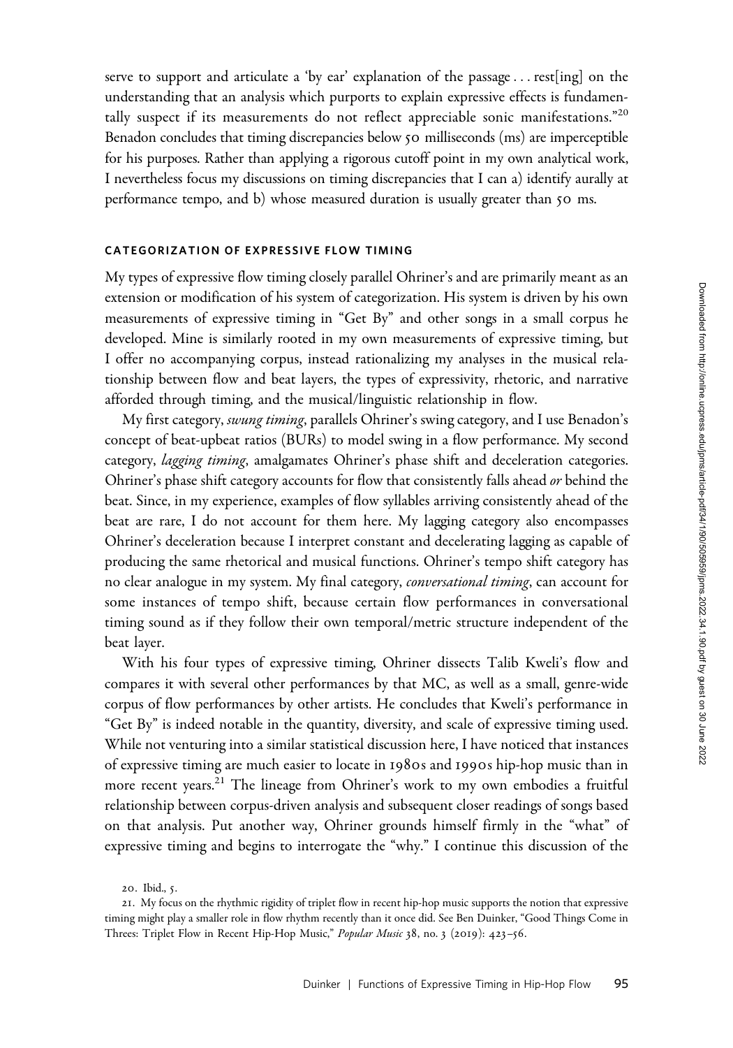serve to support and articulate a 'by ear' explanation of the passage . . . rest[ing] on the understanding that an analysis which purports to explain expressive effects is fundamentally suspect if its measurements do not reflect appreciable sonic manifestations."[20] Benadon concludes that timing discrepancies below 50 milliseconds (ms) are imperceptible for his purposes. Rather than applying a rigorous cutoff point in my own analytical work, I nevertheless focus my discussions on timing discrepancies that I can a) identify aurally at performance tempo, and b) whose measured duration is usually greater than 50 ms.

## CATEGORIZATION OF EXPRESSIVE FLOW TIMING

My types of expressive flow timing closely parallel Ohriner's and are primarily meant as an extension or modification of his system of categorization. His system is driven by his own measurements of expressive timing in "Get By" and other songs in a small corpus he developed. Mine is similarly rooted in my own measurements of expressive timing, but I offer no accompanying corpus, instead rationalizing my analyses in the musical relationship between flow and beat layers, the types of expressivity, rhetoric, and narrative afforded through timing, and the musical/linguistic relationship in flow.

My first category, *swung timing*, parallels Ohriner's swing category, and I use Benadon's concept of beat-upbeat ratios (BURs) to model swing in a flow performance. My second category, *lagging timing*, amalgamates Ohriner's phase shift and deceleration categories. Ohriner's phase shift category accounts for flow that consistently falls ahead *or* behind the beat. Since, in my experience, examples of flow syllables arriving consistently ahead of the beat are rare, I do not account for them here. My lagging category also encompasses Ohriner's deceleration because I interpret constant and decelerating lagging as capable of producing the same rhetorical and musical functions. Ohriner's tempo shift category has no clear analogue in my system. My final category, *conversational timing*, can account for some instances of tempo shift, because certain flow performances in conversational timing sound as if they follow their own temporal/metric structure independent of the beat layer.

With his four types of expressive timing, Ohriner dissects Talib Kweli's flow and compares it with several other performances by that MC, as well as a small, genre-wide corpus of flow performances by other artists. He concludes that Kweli's performance in "Get By" is indeed notable in the quantity, diversity, and scale of expressive timing used. While not venturing into a similar statistical discussion here, I have noticed that instances of expressive timing are much easier to locate in 1980s and 1990s hip-hop music than in more recent years.[21] The lineage from Ohriner's work to my own embodies a fruitful relationship between corpus-driven analysis and subsequent closer readings of songs based on that analysis. Put another way, Ohriner grounds himself firmly in the "what" of expressive timing and begins to interrogate the "why." I continue this discussion of the

20. Ibid., 5.

21. My focus on the rhythmic rigidity of triplet flow in recent hip-hop music supports the notion that expressive timing might play a smaller role in flow rhythm recently than it once did. See Ben Duinker, "Good Things Come in Threes: Triplet Flow in Recent Hip-Hop Music," *Popular Music* 38, no. 3 (2019): 423–56.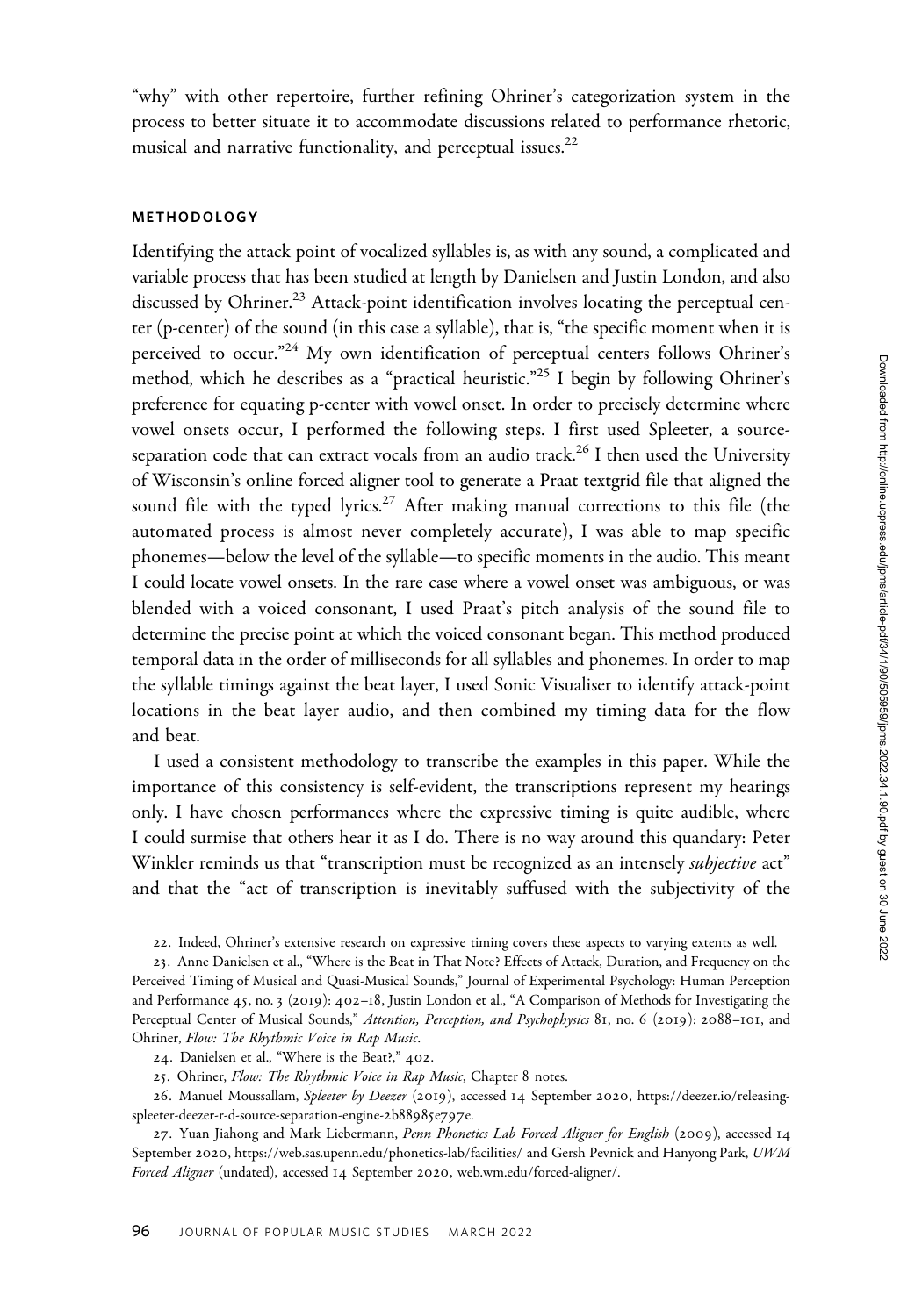"why" with other repertoire, further refining Ohriner's categorization system in the process to better situate it to accommodate discussions related to performance rhetoric, musical and narrative functionality, and perceptual issues.[22]

## METHODOLOGY

Identifying the attack point of vocalized syllables is, as with any sound, a complicated and variable process that has been studied at length by Danielsen and Justin London, and also discussed by Ohriner.[23] Attack-point identification involves locating the perceptual center (p-center) of the sound (in this case a syllable), that is, "the specific moment when it is perceived to occur."[24] My own identification of perceptual centers follows Ohriner's method, which he describes as a "practical heuristic."[25] I begin by following Ohriner's preference for equating p-center with vowel onset. In order to precisely determine where vowel onsets occur, I performed the following steps. I first used Spleeter, a source-separation code that can extract vocals from an audio track.[26] I then used the University of Wisconsin's online forced aligner tool to generate a Praat textgrid file that aligned the sound file with the typed lyrics.[27] After making manual corrections to this file (the automated process is almost never completely accurate), I was able to map specific phonemes—below the level of the syllable—to specific moments in the audio. This meant I could locate vowel onsets. In the rare case where a vowel onset was ambiguous, or was blended with a voiced consonant, I used Praat's pitch analysis of the sound file to determine the precise point at which the voiced consonant began. This method produced temporal data in the order of milliseconds for all syllables and phonemes. In order to map the syllable timings against the beat layer, I used Sonic Visualiser to identify attack-point locations in the beat layer audio, and then combined my timing data for the flow and beat.

I used a consistent methodology to transcribe the examples in this paper. While the importance of this consistency is self-evident, the transcriptions represent my hearings only. I have chosen performances where the expressive timing is quite audible, where I could surmise that others hear it as I do. There is no way around this quandary: Peter Winkler reminds us that "transcription must be recognized as an intensely *subjective* act" and that the "act of transcription is inevitably suffused with the subjectivity of the

22. Indeed, Ohriner's extensive research on expressive timing covers these aspects to varying extents as well.

23. Anne Danielsen et al., "Where is the Beat in That Note? Effects of Attack, Duration, and Frequency on the Perceived Timing of Musical and Quasi-Musical Sounds," Journal of Experimental Psychology: Human Perception and Performance 45, no. 3 (2019): 402–18, Justin London et al., "A Comparison of Methods for Investigating the Perceptual Center of Musical Sounds," *Attention, Perception, and Psychophysics* 81, no. 6 (2019): 2088–101, and Ohriner, *Flow: The Rhythmic Voice in Rap Music*.

24. Danielsen et al., "Where is the Beat?," 402.

25. Ohriner, *Flow: The Rhythmic Voice in Rap Music*, Chapter 8 notes.

26. Manuel Moussallam, *Spleeter by Deezer* (2019), accessed 14 September 2020, https://deezer.io/releasing-spleeter-deezer-r-d-source-separation-engine-2b88985e797e.

27. Yuan Jiahong and Mark Liebermann, *Penn Phonetics Lab Forced Aligner for English* (2009), accessed 14 September 2020, https://web.sas.upenn.edu/phonetics-lab/facilities/ and Gersh Pevnick and Hanyong Park, *UWM Forced Aligner* (undated), accessed 14 September 2020, web.wm.edu/forced-aligner/.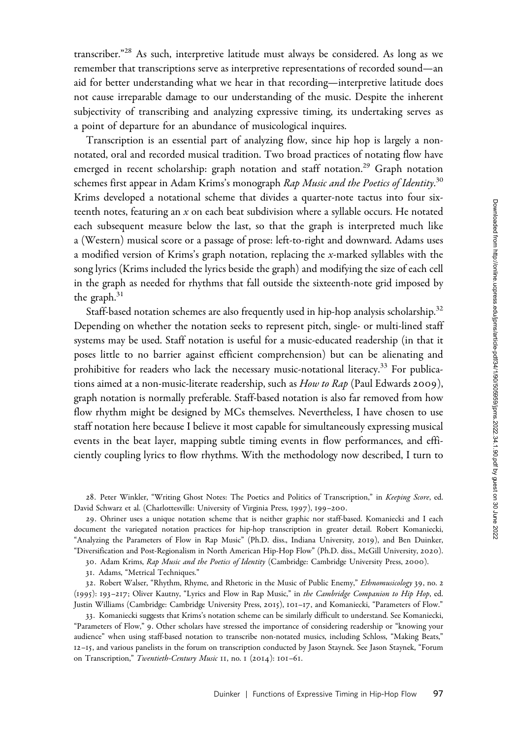transcriber."[28] As such, interpretive latitude must always be considered. As long as we remember that transcriptions serve as interpretive representations of recorded sound—an aid for better understanding what we hear in that recording—interpretive latitude does not cause irreparable damage to our understanding of the music. Despite the inherent subjectivity of transcribing and analyzing expressive timing, its undertaking serves as a point of departure for an abundance of musicological inquires.

Transcription is an essential part of analyzing flow, since hip hop is largely a non-notated, oral and recorded musical tradition. Two broad practices of notating flow have emerged in recent scholarship: graph notation and staff notation.[29] Graph notation schemes first appear in Adam Krims's monograph *Rap Music and the Poetics of Identity*.[30] Krims developed a notational scheme that divides a quarter-note tactus into four sixteenth notes, featuring an *x* on each beat subdivision where a syllable occurs. He notated each subsequent measure below the last, so that the graph is interpreted much like a (Western) musical score or a passage of prose: left-to-right and downward. Adams uses a modified version of Krims's graph notation, replacing the *x*-marked syllables with the song lyrics (Krims included the lyrics beside the graph) and modifying the size of each cell in the graph as needed for rhythms that fall outside the sixteenth-note grid imposed by the graph.[31]

Staff-based notation schemes are also frequently used in hip-hop analysis scholarship.[32] Depending on whether the notation seeks to represent pitch, single- or multi-lined staff systems may be used. Staff notation is useful for a music-educated readership (in that it poses little to no barrier against efficient comprehension) but can be alienating and prohibitive for readers who lack the necessary music-notational literacy.[33] For publications aimed at a non-music-literate readership, such as *How to Rap* (Paul Edwards 2009), graph notation is normally preferable. Staff-based notation is also far removed from how flow rhythm might be designed by MCs themselves. Nevertheless, I have chosen to use staff notation here because I believe it most capable for simultaneously expressing musical events in the beat layer, mapping subtle timing events in flow performances, and efficiently coupling lyrics to flow rhythms. With the methodology now described, I turn to

28. Peter Winkler, "Writing Ghost Notes: The Poetics and Politics of Transcription," in *Keeping Score*, ed. David Schwarz et al. (Charlottesville: University of Virginia Press, 1997), 199–200.

29. Ohriner uses a unique notation scheme that is neither graphic nor staff-based. Komaniecki and I each document the variegated notation practices for hip-hop transcription in greater detail. Robert Komaniecki, "Analyzing the Parameters of Flow in Rap Music" (Ph.D. diss., Indiana University, 2019), and Ben Duinker, "Diversification and Post-Regionalism in North American Hip-Hop Flow" (Ph.D. diss., McGill University, 2020).

30. Adam Krims, *Rap Music and the Poetics of Identity* (Cambridge: Cambridge University Press, 2000).

31. Adams, "Metrical Techniques."

32. Robert Walser, "Rhythm, Rhyme, and Rhetoric in the Music of Public Enemy," *Ethnomusicology* 39, no. 2 (1995): 193–217; Oliver Kautny, "Lyrics and Flow in Rap Music," in *the Cambridge Companion to Hip Hop*, ed. Justin Williams (Cambridge: Cambridge University Press, 2015), 101–17, and Komaniecki, "Parameters of Flow."

33. Komaniecki suggests that Krims's notation scheme can be similarly difficult to understand. See Komaniecki, "Parameters of Flow," 9. Other scholars have stressed the importance of considering readership or "knowing your audience" when using staff-based notation to transcribe non-notated musics, including Schloss, "Making Beats," 12–15, and various panelists in the forum on transcription conducted by Jason Staynek. See Jason Staynek, "Forum on Transcription," *Twentieth-Century Music* 11, no. 1 (2014): 101–61.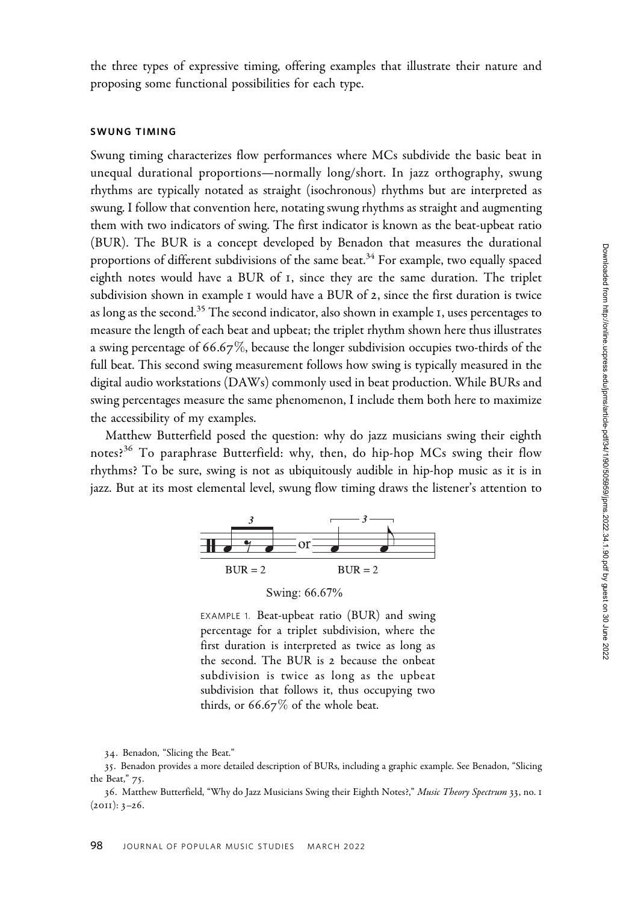the three types of expressive timing, offering examples that illustrate their nature and proposing some functional possibilities for each type.

### SWUNG TIMING

Swung timing characterizes flow performances where MCs subdivide the basic beat in unequal durational proportions—normally long/short. In jazz orthography, swung rhythms are typically notated as straight (isochronous) rhythms but are interpreted as swung. I follow that convention here, notating swung rhythms as straight and augmenting them with two indicators of swing. The first indicator is known as the beat-upbeat ratio (BUR). The BUR is a concept developed by Benadon that measures the durational proportions of different subdivisions of the same beat.[34] For example, two equally spaced eighth notes would have a BUR of 1, since they are the same duration. The triplet subdivision shown in example 1 would have a BUR of 2, since the first duration is twice as long as the second.[35] The second indicator, also shown in example 1, uses percentages to measure the length of each beat and upbeat; the triplet rhythm shown here thus illustrates a swing percentage of 66.67%, because the longer subdivision occupies two-thirds of the full beat. This second swing measurement follows how swing is typically measured in the digital audio workstations (DAWs) commonly used in beat production. While BURs and swing percentages measure the same phenomenon, I include them both here to maximize the accessibility of my examples.

Matthew Butterfield posed the question: why do jazz musicians swing their eighth notes?[36] To paraphrase Butterfield: why, then, do hip-hop MCs swing their flow rhythms? To be sure, swing is not as ubiquitously audible in hip-hop music as it is in jazz. But at its most elemental level, swung flow timing draws the listener's attention to

BUR = 2 or BUR = 2

Swing: 66.67%

EXAMPLE 1. Beat-upbeat ratio (BUR) and swing percentage for a triplet subdivision, where the first duration is interpreted as twice as long as the second. The BUR is 2 because the onbeat subdivision is twice as long as the upbeat subdivision that follows it, thus occupying two thirds, or 66.67% of the whole beat.

34. Benadon, "Slicing the Beat."

35. Benadon provides a more detailed description of BURs, including a graphic example. See Benadon, "Slicing the Beat," 75.

36. Matthew Butterfield, "Why do Jazz Musicians Swing their Eighth Notes?," *Music Theory Spectrum* 33, no. 1 (2011): 3–26.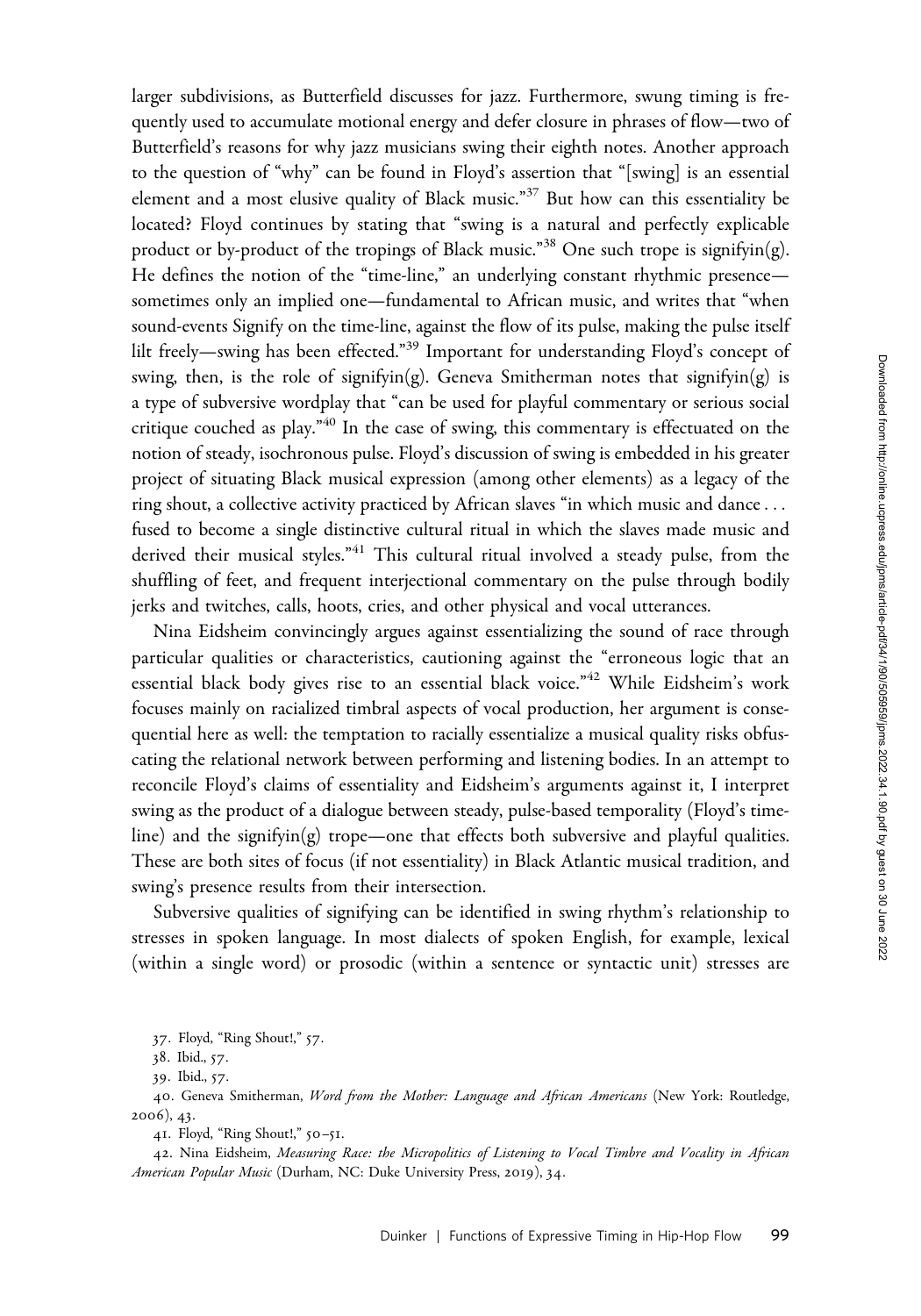larger subdivisions, as Butterfield discusses for jazz. Furthermore, swung timing is frequently used to accumulate motional energy and defer closure in phrases of flow—two of Butterfield's reasons for why jazz musicians swing their eighth notes. Another approach to the question of "why" can be found in Floyd's assertion that "[swing] is an essential element and a most elusive quality of Black music."[37] But how can this essentiality be located? Floyd continues by stating that "swing is a natural and perfectly explicable product or by-product of the tropings of Black music."[38] One such trope is signifyin(g). He defines the notion of the "time-line," an underlying constant rhythmic presence—sometimes only an implied one—fundamental to African music, and writes that "when sound-events Signify on the time-line, against the flow of its pulse, making the pulse itself lilt freely—swing has been effected."[39] Important for understanding Floyd's concept of swing, then, is the role of signifyin(g). Geneva Smitherman notes that signifyin(g) is a type of subversive wordplay that "can be used for playful commentary or serious social critique couched as play."[40] In the case of swing, this commentary is effectuated on the notion of steady, isochronous pulse. Floyd's discussion of swing is embedded in his greater project of situating Black musical expression (among other elements) as a legacy of the ring shout, a collective activity practiced by African slaves "in which music and dance . . . fused to become a single distinctive cultural ritual in which the slaves made music and derived their musical styles."[41] This cultural ritual involved a steady pulse, from the shuffling of feet, and frequent interjectional commentary on the pulse through bodily jerks and twitches, calls, hoots, cries, and other physical and vocal utterances.

Nina Eidsheim convincingly argues against essentializing the sound of race through particular qualities or characteristics, cautioning against the "erroneous logic that an essential black body gives rise to an essential black voice."[42] While Eidsheim's work focuses mainly on racialized timbral aspects of vocal production, her argument is consequential here as well: the temptation to racially essentialize a musical quality risks obfuscating the relational network between performing and listening bodies. In an attempt to reconcile Floyd's claims of essentiality and Eidsheim's arguments against it, I interpret swing as the product of a dialogue between steady, pulse-based temporality (Floyd's time-line) and the signifyin(g) trope—one that effects both subversive and playful qualities. These are both sites of focus (if not essentiality) in Black Atlantic musical tradition, and swing's presence results from their intersection.

Subversive qualities of signifying can be identified in swing rhythm's relationship to stresses in spoken language. In most dialects of spoken English, for example, lexical (within a single word) or prosodic (within a sentence or syntactic unit) stresses are

37. Floyd, "Ring Shout!," 57.

38. Ibid., 57.

39. Ibid., 57.

40. Geneva Smitherman, *Word from the Mother: Language and African Americans* (New York: Routledge, 2006), 43.

41. Floyd, "Ring Shout!," 50–51.

42. Nina Eidsheim, *Measuring Race: the Micropolitics of Listening to Vocal Timbre and Vocality in African American Popular Music* (Durham, NC: Duke University Press, 2019), 34.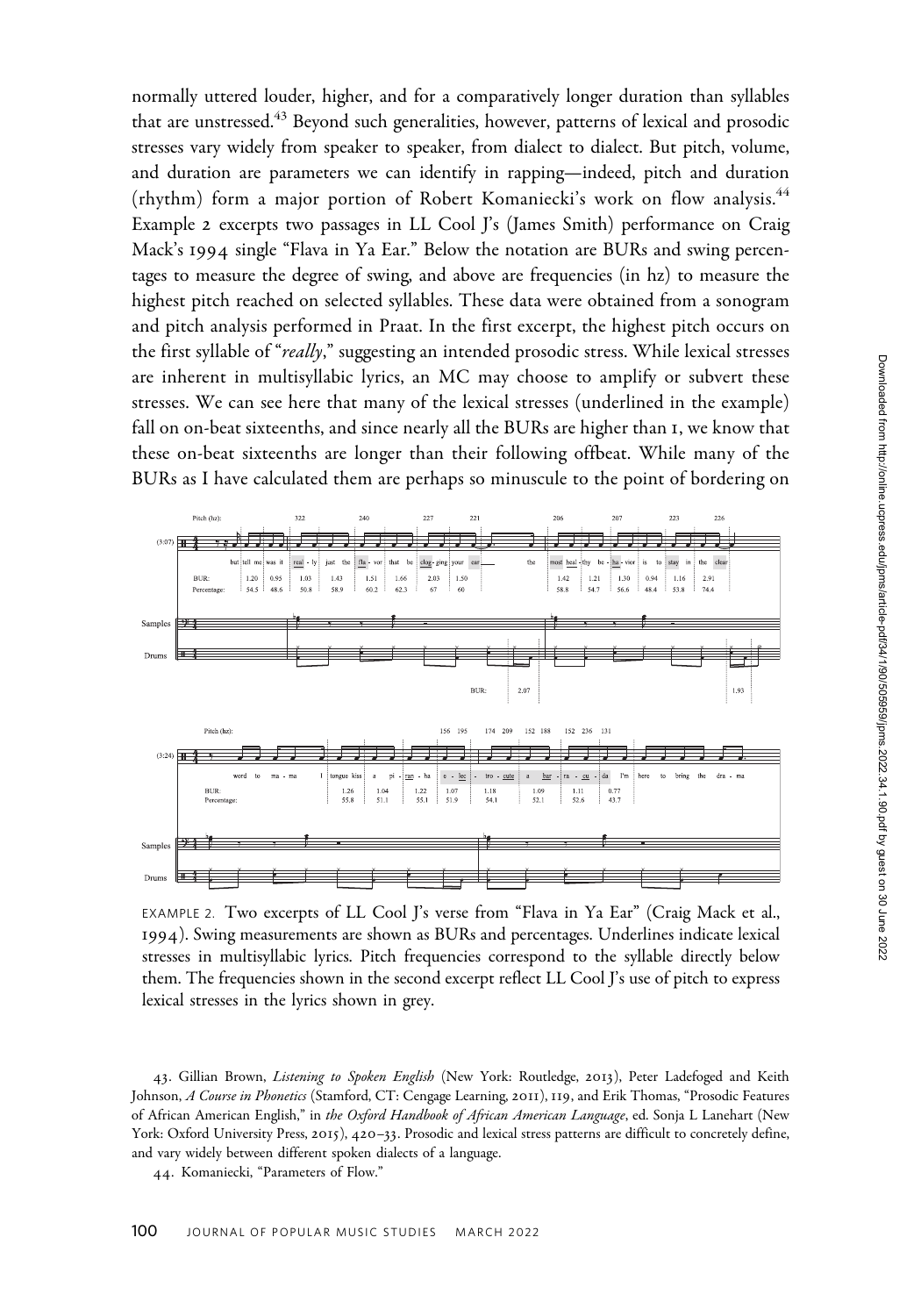normally uttered louder, higher, and for a comparatively longer duration than syllables that are unstressed.[43] Beyond such generalities, however, patterns of lexical and prosodic stresses vary widely from speaker to speaker, from dialect to dialect. But pitch, volume, and duration are parameters we can identify in rapping—indeed, pitch and duration (rhythm) form a major portion of Robert Komaniecki's work on flow analysis.[44] Example 2 excerpts two passages in LL Cool J's (James Smith) performance on Craig Mack's 1994 single "Flava in Ya Ear." Below the notation are BURs and swing percentages to measure the degree of swing, and above are frequencies (in hz) to measure the highest pitch reached on selected syllables. These data were obtained from a sonogram and pitch analysis performed in Praat. In the first excerpt, the highest pitch occurs on the first syllable of "*really*," suggesting an intended prosodic stress. While lexical stresses are inherent in multisyllabic lyrics, an MC may choose to amplify or subvert these stresses. We can see here that many of the lexical stresses (underlined in the example) fall on on-beat sixteenths, and since nearly all the BURs are higher than 1, we know that these on-beat sixteenths are longer than their following offbeat. While many of the BURs as I have calculated them are perhaps so minuscule to the point of bordering on

EXAMPLE 2. Two excerpts of LL Cool J's verse from "Flava in Ya Ear" (Craig Mack et al., 1994). Swing measurements are shown as BURs and percentages. Underlines indicate lexical stresses in multisyllabic lyrics. Pitch frequencies correspond to the syllable directly below them. The frequencies shown in the second excerpt reflect LL Cool J's use of pitch to express lexical stresses in the lyrics shown in grey.

43. Gillian Brown, *Listening to Spoken English* (New York: Routledge, 2013), Peter Ladefoged and Keith Johnson, *A Course in Phonetics* (Stamford, CT: Cengage Learning, 2011), 119, and Erik Thomas, "Prosodic Features of African American English," in *the Oxford Handbook of African American Language*, ed. Sonja L Lanehart (New York: Oxford University Press, 2015), 420–33. Prosodic and lexical stress patterns are difficult to concretely define, and vary widely between different spoken dialects of a language.

44. Komaniecki, "Parameters of Flow."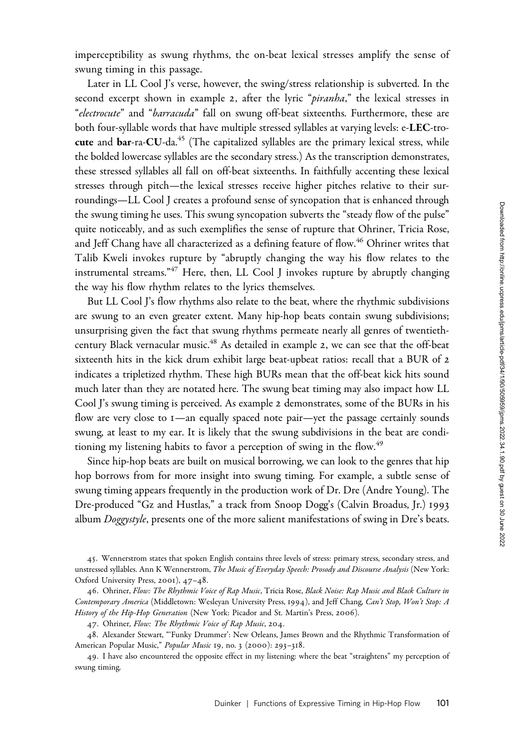imperceptibility as swung rhythms, the on-beat lexical stresses amplify the sense of swung timing in this passage.

Later in LL Cool J's verse, however, the swing/stress relationship is subverted. In the second excerpt shown in example 2, after the lyric "*piranha*," the lexical stresses in "*electrocute*" and "*barracuda*" fall on swung off-beat sixteenths. Furthermore, these are both four-syllable words that have multiple stressed syllables at varying levels: e-**LEC**-tro-**cute** and **bar**-ra-**CU**-da.[45] (The capitalized syllables are the primary lexical stress, while the bolded lowercase syllables are the secondary stress.) As the transcription demonstrates, these stressed syllables all fall on off-beat sixteenths. In faithfully accenting these lexical stresses through pitch—the lexical stresses receive higher pitches relative to their surroundings—LL Cool J creates a profound sense of syncopation that is enhanced through the swung timing he uses. This swung syncopation subverts the "steady flow of the pulse" quite noticeably, and as such exemplifies the sense of rupture that Ohriner, Tricia Rose, and Jeff Chang have all characterized as a defining feature of flow.[46] Ohriner writes that Talib Kweli invokes rupture by "abruptly changing the way his flow relates to the instrumental streams."[47] Here, then, LL Cool J invokes rupture by abruptly changing the way his flow rhythm relates to the lyrics themselves.

But LL Cool J's flow rhythms also relate to the beat, where the rhythmic subdivisions are swung to an even greater extent. Many hip-hop beats contain swung subdivisions; unsurprising given the fact that swung rhythms permeate nearly all genres of twentieth-century Black vernacular music.[48] As detailed in example 2, we can see that the off-beat sixteenth hits in the kick drum exhibit large beat-upbeat ratios: recall that a BUR of 2 indicates a tripletized rhythm. These high BURs mean that the off-beat kick hits sound much later than they are notated here. The swung beat timing may also impact how LL Cool J's swung timing is perceived. As example 2 demonstrates, some of the BURs in his flow are very close to 1—an equally spaced note pair—yet the passage certainly sounds swung, at least to my ear. It is likely that the swung subdivisions in the beat are conditioning my listening habits to favor a perception of swing in the flow.[49]

Since hip-hop beats are built on musical borrowing, we can look to the genres that hip hop borrows from for more insight into swung timing. For example, a subtle sense of swung timing appears frequently in the production work of Dr. Dre (Andre Young). The Dre-produced "Gz and Hustlas," a track from Snoop Dogg's (Calvin Broadus, Jr.) 1993 album *Doggystyle*, presents one of the more salient manifestations of swing in Dre's beats.

45. Wennerstrom states that spoken English contains three levels of stress: primary stress, secondary stress, and unstressed syllables. Ann K Wennerstrom, *The Music of Everyday Speech: Prosody and Discourse Analysis* (New York: Oxford University Press, 2001), 47–48.

46. Ohriner, *Flow: The Rhythmic Voice of Rap Music*, Tricia Rose, *Black Noise: Rap Music and Black Culture in Contemporary America* (Middletown: Wesleyan University Press, 1994), and Jeff Chang, *Can't Stop, Won't Stop: A History of the Hip-Hop Generation* (New York: Picador and St. Martin's Press, 2006).

47. Ohriner, *Flow: The Rhythmic Voice of Rap Music*, 204.

48. Alexander Stewart, "'Funky Drummer': New Orleans, James Brown and the Rhythmic Transformation of American Popular Music," *Popular Music* 19, no. 3 (2000): 293–318.

49. I have also encountered the opposite effect in my listening: where the beat "straightens" my perception of swung timing.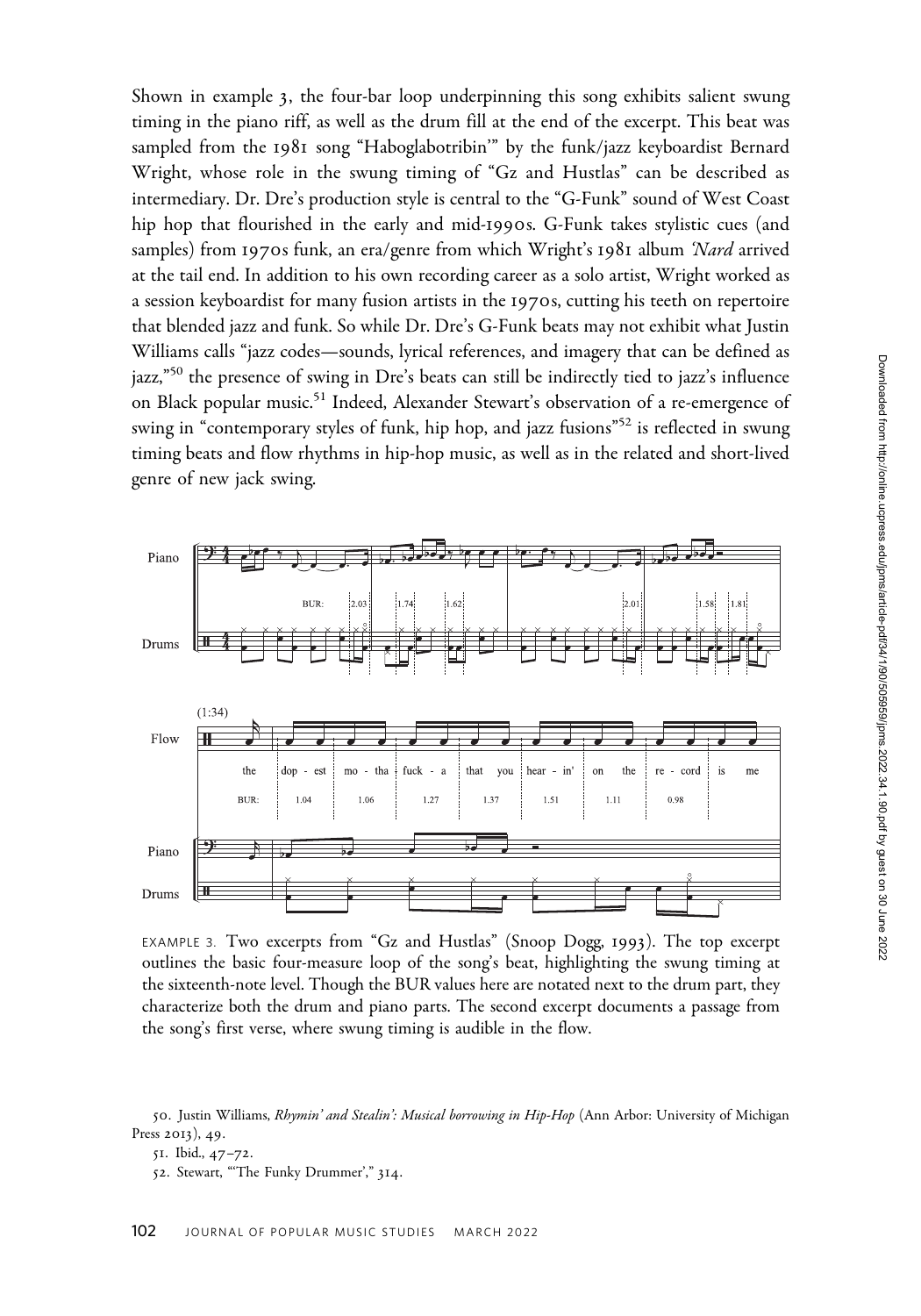Shown in example 3, the four-bar loop underpinning this song exhibits salient swung timing in the piano riff, as well as the drum fill at the end of the excerpt. This beat was sampled from the 1981 song "Haboglabotribin'" by the funk/jazz keyboardist Bernard Wright, whose role in the swung timing of "Gz and Hustlas" can be described as intermediary. Dr. Dre's production style is central to the "G-Funk" sound of West Coast hip hop that flourished in the early and mid-1990s. G-Funk takes stylistic cues (and samples) from 1970s funk, an era/genre from which Wright's 1981 album *'Nard* arrived at the tail end. In addition to his own recording career as a solo artist, Wright worked as a session keyboardist for many fusion artists in the 1970s, cutting his teeth on repertoire that blended jazz and funk. So while Dr. Dre's G-Funk beats may not exhibit what Justin Williams calls "jazz codes—sounds, lyrical references, and imagery that can be defined as jazz,"[50] the presence of swing in Dre's beats can still be indirectly tied to jazz's influence on Black popular music.[51] Indeed, Alexander Stewart's observation of a re-emergence of swing in "contemporary styles of funk, hip hop, and jazz fusions"[52] is reflected in swung timing beats and flow rhythms in hip-hop music, as well as in the related and short-lived genre of new jack swing.

EXAMPLE 3. Two excerpts from "Gz and Hustlas" (Snoop Dogg, 1993). The top excerpt outlines the basic four-measure loop of the song's beat, highlighting the swung timing at the sixteenth-note level. Though the BUR values here are notated next to the drum part, they characterize both the drum and piano parts. The second excerpt documents a passage from the song's first verse, where swung timing is audible in the flow.

50. Justin Williams, *Rhymin' and Stealin': Musical borrowing in Hip-Hop* (Ann Arbor: University of Michigan Press 2013), 49.

51. Ibid., 47–72.

52. Stewart, "'The Funky Drummer'," 314.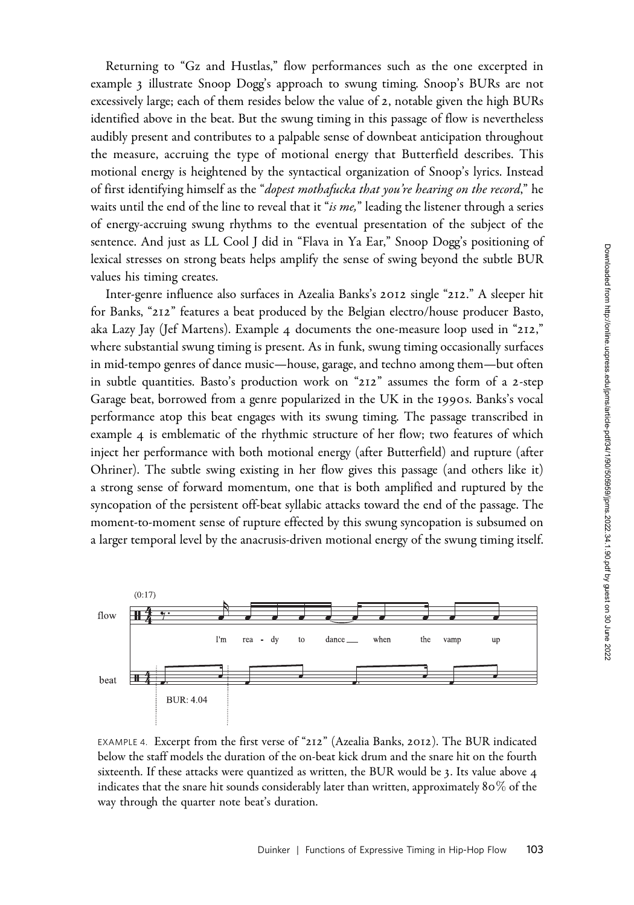Returning to "Gz and Hustlas," flow performances such as the one excerpted in example 3 illustrate Snoop Dogg's approach to swung timing. Snoop's BURs are not excessively large; each of them resides below the value of 2, notable given the high BURs identified above in the beat. But the swung timing in this passage of flow is nevertheless audibly present and contributes to a palpable sense of downbeat anticipation throughout the measure, accruing the type of motional energy that Butterfield describes. This motional energy is heightened by the syntactical organization of Snoop's lyrics. Instead of first identifying himself as the "*dopest mothafucka that you're hearing on the record*," he waits until the end of the line to reveal that it "*is me,*" leading the listener through a series of energy-accruing swung rhythms to the eventual presentation of the subject of the sentence. And just as LL Cool J did in "Flava in Ya Ear," Snoop Dogg's positioning of lexical stresses on strong beats helps amplify the sense of swing beyond the subtle BUR values his timing creates.

Inter-genre influence also surfaces in Azealia Banks's 2012 single "212." A sleeper hit for Banks, "212" features a beat produced by the Belgian electro/house producer Basto, aka Lazy Jay (Jef Martens). Example 4 documents the one-measure loop used in "212," where substantial swung timing is present. As in funk, swung timing occasionally surfaces in mid-tempo genres of dance music—house, garage, and techno among them—but often in subtle quantities. Basto's production work on "212" assumes the form of a 2-step Garage beat, borrowed from a genre popularized in the UK in the 1990s. Banks's vocal performance atop this beat engages with its swung timing. The passage transcribed in example 4 is emblematic of the rhythmic structure of her flow; two features of which inject her performance with both motional energy (after Butterfield) and rupture (after Ohriner). The subtle swing existing in her flow gives this passage (and others like it) a strong sense of forward momentum, one that is both amplified and ruptured by the syncopation of the persistent off-beat syllabic attacks toward the end of the passage. The moment-to-moment sense of rupture effected by this swung syncopation is subsumed on a larger temporal level by the anacrusis-driven motional energy of the swung timing itself.

EXAMPLE 4. Excerpt from the first verse of "212" (Azealia Banks, 2012). The BUR indicated below the staff models the duration of the on-beat kick drum and the snare hit on the fourth sixteenth. If these attacks were quantized as written, the BUR would be 3. Its value above 4 indicates that the snare hit sounds considerably later than written, approximately 80% of the way through the quarter note beat's duration.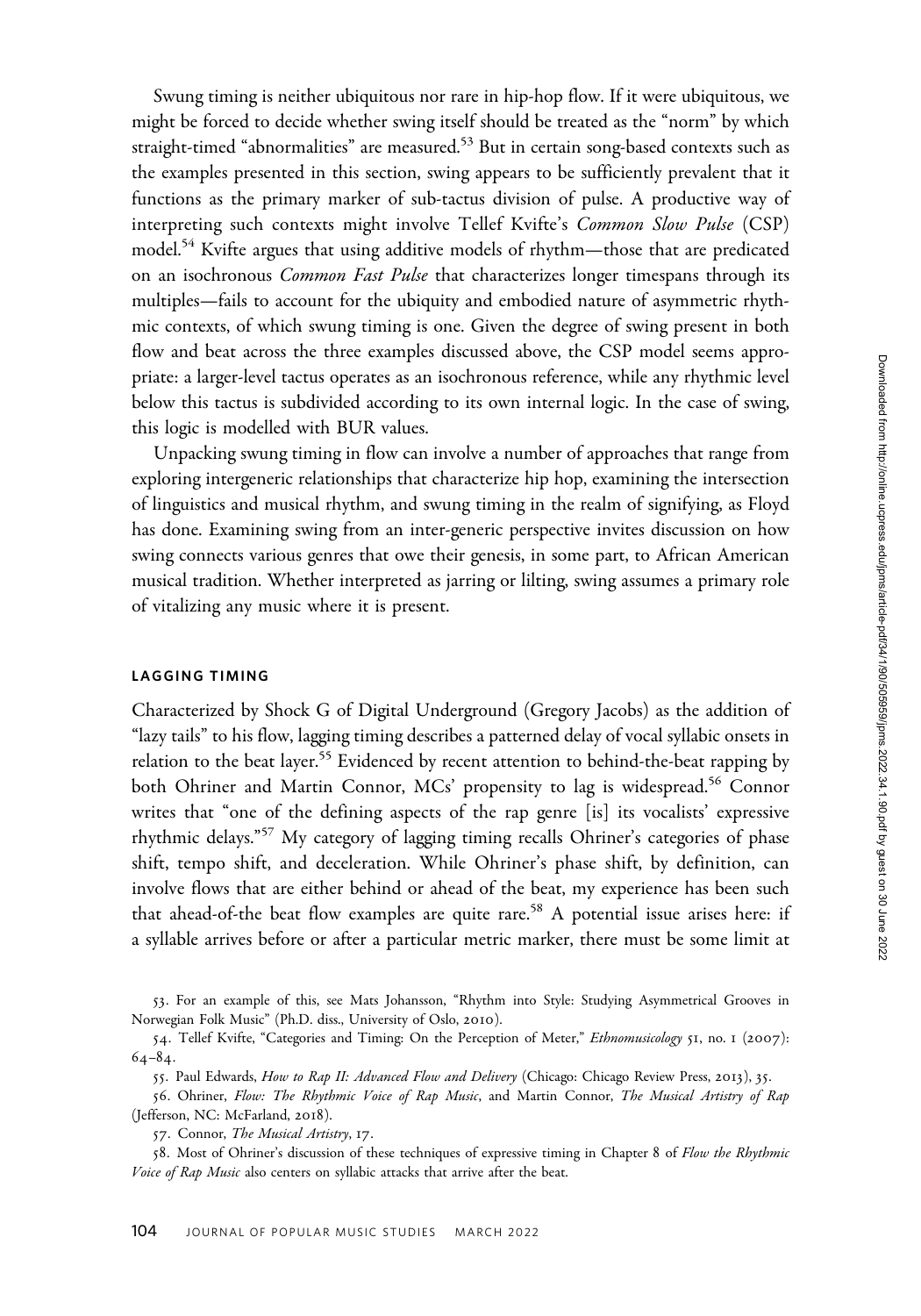Swung timing is neither ubiquitous nor rare in hip-hop flow. If it were ubiquitous, we might be forced to decide whether swing itself should be treated as the "norm" by which straight-timed "abnormalities" are measured.[53] But in certain song-based contexts such as the examples presented in this section, swing appears to be sufficiently prevalent that it functions as the primary marker of sub-tactus division of pulse. A productive way of interpreting such contexts might involve Tellef Kvifte's *Common Slow Pulse* (CSP) model.[54] Kvifte argues that using additive models of rhythm—those that are predicated on an isochronous *Common Fast Pulse* that characterizes longer timespans through its multiples—fails to account for the ubiquity and embodied nature of asymmetric rhythmic contexts, of which swung timing is one. Given the degree of swing present in both flow and beat across the three examples discussed above, the CSP model seems appropriate: a larger-level tactus operates as an isochronous reference, while any rhythmic level below this tactus is subdivided according to its own internal logic. In the case of swing, this logic is modelled with BUR values.

Unpacking swung timing in flow can involve a number of approaches that range from exploring intergeneric relationships that characterize hip hop, examining the intersection of linguistics and musical rhythm, and swung timing in the realm of signifying, as Floyd has done. Examining swing from an inter-generic perspective invites discussion on how swing connects various genres that owe their genesis, in some part, to African American musical tradition. Whether interpreted as jarring or lilting, swing assumes a primary role of vitalizing any music where it is present.

## LAGGING TIMING

Characterized by Shock G of Digital Underground (Gregory Jacobs) as the addition of "lazy tails" to his flow, lagging timing describes a patterned delay of vocal syllabic onsets in relation to the beat layer.[55] Evidenced by recent attention to behind-the-beat rapping by both Ohriner and Martin Connor, MCs' propensity to lag is widespread.[56] Connor writes that "one of the defining aspects of the rap genre [is] its vocalists' expressive rhythmic delays."[57] My category of lagging timing recalls Ohriner's categories of phase shift, tempo shift, and deceleration. While Ohriner's phase shift, by definition, can involve flows that are either behind or ahead of the beat, my experience has been such that ahead-of-the beat flow examples are quite rare.[58] A potential issue arises here: if a syllable arrives before or after a particular metric marker, there must be some limit at

53. For an example of this, see Mats Johansson, "Rhythm into Style: Studying Asymmetrical Grooves in Norwegian Folk Music" (Ph.D. diss., University of Oslo, 2010).

54. Tellef Kvifte, "Categories and Timing: On the Perception of Meter," *Ethnomusicology* 51, no. 1 (2007): 64–84.

55. Paul Edwards, *How to Rap II: Advanced Flow and Delivery* (Chicago: Chicago Review Press, 2013), 35.

56. Ohriner, *Flow: The Rhythmic Voice of Rap Music*, and Martin Connor, *The Musical Artistry of Rap* (Jefferson, NC: McFarland, 2018).

57. Connor, *The Musical Artistry*, 17.

58. Most of Ohriner's discussion of these techniques of expressive timing in Chapter 8 of *Flow the Rhythmic Voice of Rap Music* also centers on syllabic attacks that arrive after the beat.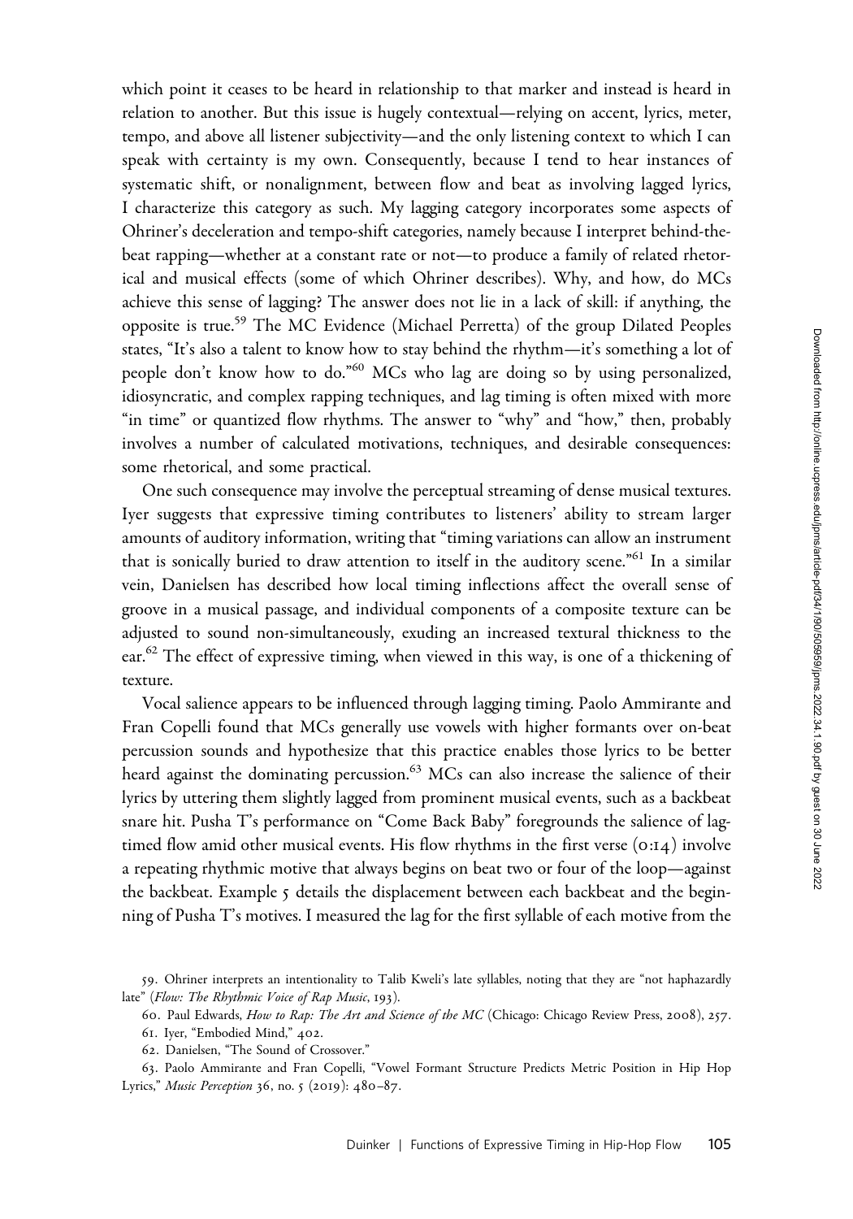which point it ceases to be heard in relationship to that marker and instead is heard in relation to another. But this issue is hugely contextual—relying on accent, lyrics, meter, tempo, and above all listener subjectivity—and the only listening context to which I can speak with certainty is my own. Consequently, because I tend to hear instances of systematic shift, or nonalignment, between flow and beat as involving lagged lyrics, I characterize this category as such. My lagging category incorporates some aspects of Ohriner's deceleration and tempo-shift categories, namely because I interpret behind-the-beat rapping—whether at a constant rate or not—to produce a family of related rhetorical and musical effects (some of which Ohriner describes). Why, and how, do MCs achieve this sense of lagging? The answer does not lie in a lack of skill: if anything, the opposite is true.[59] The MC Evidence (Michael Perretta) of the group Dilated Peoples states, "It's also a talent to know how to stay behind the rhythm—it's something a lot of people don't know how to do."[60] MCs who lag are doing so by using personalized, idiosyncratic, and complex rapping techniques, and lag timing is often mixed with more "in time" or quantized flow rhythms. The answer to "why" and "how," then, probably involves a number of calculated motivations, techniques, and desirable consequences: some rhetorical, and some practical.

One such consequence may involve the perceptual streaming of dense musical textures. Iyer suggests that expressive timing contributes to listeners' ability to stream larger amounts of auditory information, writing that "timing variations can allow an instrument that is sonically buried to draw attention to itself in the auditory scene."[61] In a similar vein, Danielsen has described how local timing inflections affect the overall sense of groove in a musical passage, and individual components of a composite texture can be adjusted to sound non-simultaneously, exuding an increased textural thickness to the ear.[62] The effect of expressive timing, when viewed in this way, is one of a thickening of texture.

Vocal salience appears to be influenced through lagging timing. Paolo Ammirante and Fran Copelli found that MCs generally use vowels with higher formants over on-beat percussion sounds and hypothesize that this practice enables those lyrics to be better heard against the dominating percussion.[63] MCs can also increase the salience of their lyrics by uttering them slightly lagged from prominent musical events, such as a backbeat snare hit. Pusha T's performance on "Come Back Baby" foregrounds the salience of lag-timed flow amid other musical events. His flow rhythms in the first verse (0:14) involve a repeating rhythmic motive that always begins on beat two or four of the loop—against the backbeat. Example 5 details the displacement between each backbeat and the beginning of Pusha T's motives. I measured the lag for the first syllable of each motive from the

59. Ohriner interprets an intentionality to Talib Kweli's late syllables, noting that they are "not haphazardly late" (*Flow: The Rhythmic Voice of Rap Music*, 193).

60. Paul Edwards, *How to Rap: The Art and Science of the MC* (Chicago: Chicago Review Press, 2008), 257.

61. Iyer, "Embodied Mind," 402.

62. Danielsen, "The Sound of Crossover."

63. Paolo Ammirante and Fran Copelli, "Vowel Formant Structure Predicts Metric Position in Hip Hop Lyrics," *Music Perception* 36, no. 5 (2019): 480–87.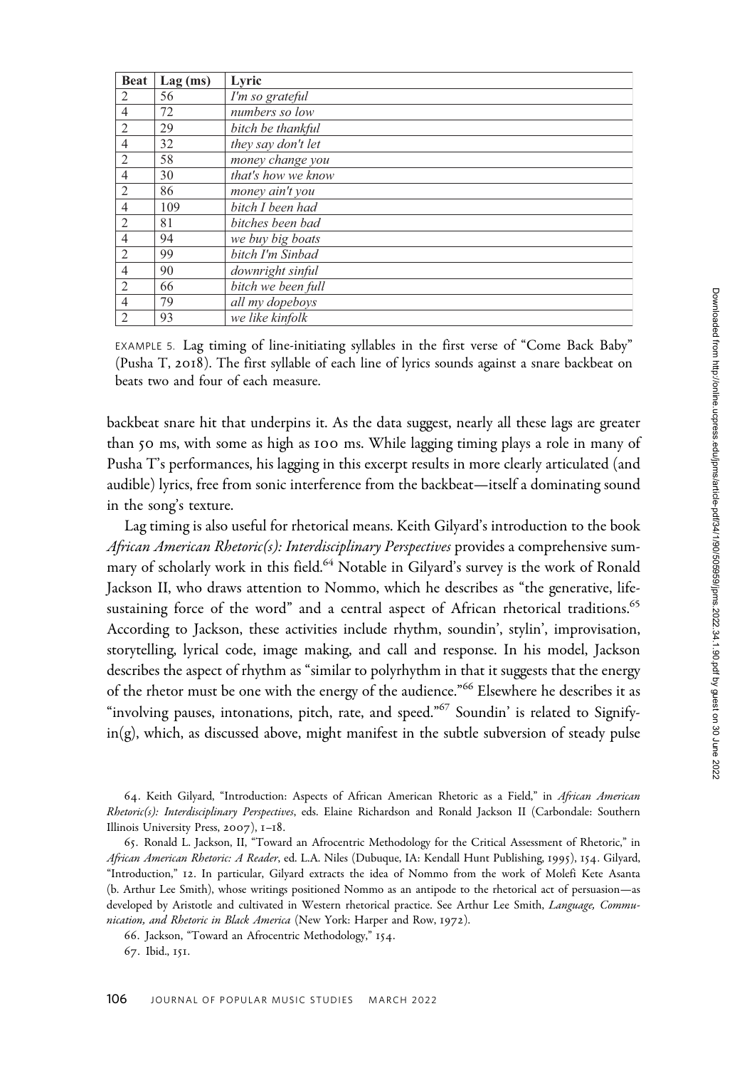| Beat | Lag (ms) | Lyric |
|---|---|---|
| 2 | 56 | *I'm so grateful* |
| 4 | 72 | *numbers so low* |
| 2 | 29 | *bitch be thankful* |
| 4 | 32 | *they say don't let* |
| 2 | 58 | *money change you* |
| 4 | 30 | *that's how we know* |
| 2 | 86 | *money ain't you* |
| 4 | 109 | *bitch I been had* |
| 2 | 81 | *bitches been bad* |
| 4 | 94 | *we buy big boats* |
| 2 | 99 | *bitch I'm Sinbad* |
| 4 | 90 | *downright sinful* |
| 2 | 66 | *bitch we been full* |
| 4 | 79 | *all my dopeboys* |
| 2 | 93 | *we like kinfolk* |

EXAMPLE 5. Lag timing of line-initiating syllables in the first verse of "Come Back Baby" (Pusha T, 2018). The first syllable of each line of lyrics sounds against a snare backbeat on beats two and four of each measure.

backbeat snare hit that underpins it. As the data suggest, nearly all these lags are greater than 50 ms, with some as high as 100 ms. While lagging timing plays a role in many of Pusha T's performances, his lagging in this excerpt results in more clearly articulated (and audible) lyrics, free from sonic interference from the backbeat—itself a dominating sound in the song's texture.

Lag timing is also useful for rhetorical means. Keith Gilyard's introduction to the book *African American Rhetoric(s): Interdisciplinary Perspectives* provides a comprehensive summary of scholarly work in this field.[64] Notable in Gilyard's survey is the work of Ronald Jackson II, who draws attention to Nommo, which he describes as "the generative, life-sustaining force of the word" and a central aspect of African rhetorical traditions.[65] According to Jackson, these activities include rhythm, soundin', stylin', improvisation, storytelling, lyrical code, image making, and call and response. In his model, Jackson describes the aspect of rhythm as "similar to polyrhythm in that it suggests that the energy of the rhetor must be one with the energy of the audience."[66] Elsewhere he describes it as "involving pauses, intonations, pitch, rate, and speed."[67] Soundin' is related to Signifyin(g), which, as discussed above, might manifest in the subtle subversion of steady pulse

64. Keith Gilyard, "Introduction: Aspects of African American Rhetoric as a Field," in *African American Rhetoric(s): Interdisciplinary Perspectives*, eds. Elaine Richardson and Ronald Jackson II (Carbondale: Southern Illinois University Press, 2007), 1–18.

65. Ronald L. Jackson, II, "Toward an Afrocentric Methodology for the Critical Assessment of Rhetoric," in *African American Rhetoric: A Reader*, ed. L.A. Niles (Dubuque, IA: Kendall Hunt Publishing, 1995), 154. Gilyard, "Introduction," 12. In particular, Gilyard extracts the idea of Nommo from the work of Molefi Kete Asanta (b. Arthur Lee Smith), whose writings positioned Nommo as an antipode to the rhetorical act of persuasion—as developed by Aristotle and cultivated in Western rhetorical practice. See Arthur Lee Smith, *Language, Communication, and Rhetoric in Black America* (New York: Harper and Row, 1972).

66. Jackson, "Toward an Afrocentric Methodology," 154.

67. Ibid., 151.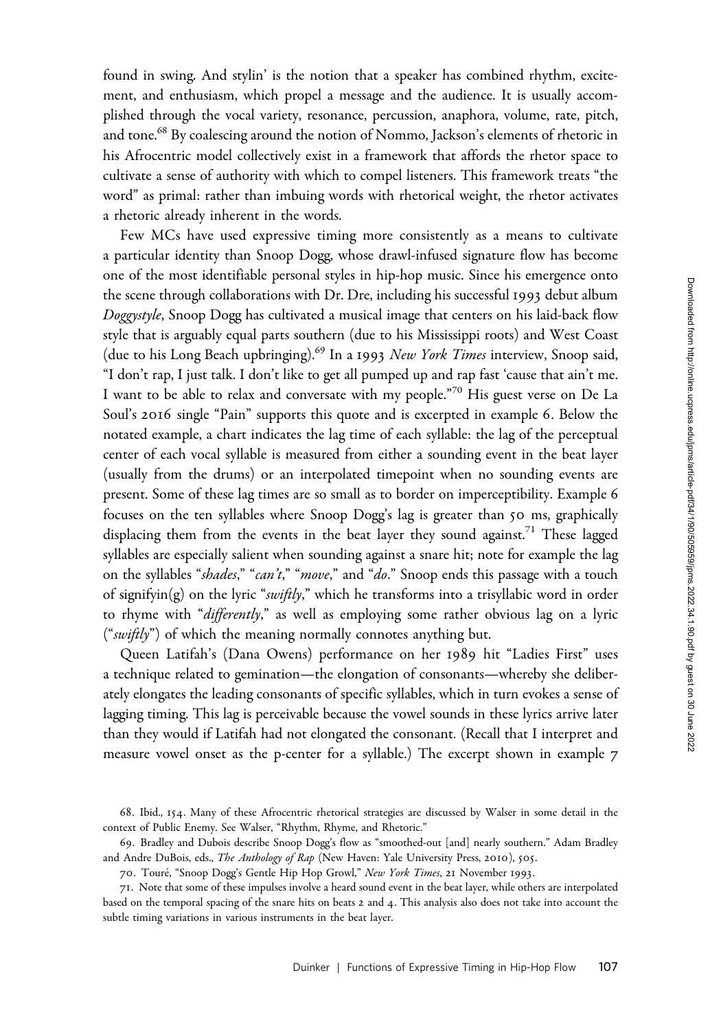found in swing. And stylin' is the notion that a speaker has combined rhythm, excitement, and enthusiasm, which propel a message and the audience. It is usually accomplished through the vocal variety, resonance, percussion, anaphora, volume, rate, pitch, and tone.[68] By coalescing around the notion of Nommo, Jackson's elements of rhetoric in his Afrocentric model collectively exist in a framework that affords the rhetor space to cultivate a sense of authority with which to compel listeners. This framework treats "the word" as primal: rather than imbuing words with rhetorical weight, the rhetor activates a rhetoric already inherent in the words.

Few MCs have used expressive timing more consistently as a means to cultivate a particular identity than Snoop Dogg, whose drawl-infused signature flow has become one of the most identifiable personal styles in hip-hop music. Since his emergence onto the scene through collaborations with Dr. Dre, including his successful 1993 debut album *Doggystyle*, Snoop Dogg has cultivated a musical image that centers on his laid-back flow style that is arguably equal parts southern (due to his Mississippi roots) and West Coast (due to his Long Beach upbringing).[69] In a 1993 *New York Times* interview, Snoop said, "I don't rap, I just talk. I don't like to get all pumped up and rap fast 'cause that ain't me. I want to be able to relax and conversate with my people."[70] His guest verse on De La Soul's 2016 single "Pain" supports this quote and is excerpted in example 6. Below the notated example, a chart indicates the lag time of each syllable: the lag of the perceptual center of each vocal syllable is measured from either a sounding event in the beat layer (usually from the drums) or an interpolated timepoint when no sounding events are present. Some of these lag times are so small as to border on imperceptibility. Example 6 focuses on the ten syllables where Snoop Dogg's lag is greater than 50 ms, graphically displacing them from the events in the beat layer they sound against.[71] These lagged syllables are especially salient when sounding against a snare hit; note for example the lag on the syllables "*shades*," "*can't*," "*move*," and "*do*." Snoop ends this passage with a touch of signifyin(g) on the lyric "*swiftly*," which he transforms into a trisyllabic word in order to rhyme with "*differently*," as well as employing some rather obvious lag on a lyric ("*swiftly*") of which the meaning normally connotes anything but.

Queen Latifah's (Dana Owens) performance on her 1989 hit "Ladies First" uses a technique related to gemination—the elongation of consonants—whereby she deliberately elongates the leading consonants of specific syllables, which in turn evokes a sense of lagging timing. This lag is perceivable because the vowel sounds in these lyrics arrive later than they would if Latifah had not elongated the consonant. (Recall that I interpret and measure vowel onset as the p-center for a syllable.) The excerpt shown in example 7

68. Ibid., 154. Many of these Afrocentric rhetorical strategies are discussed by Walser in some detail in the context of Public Enemy. See Walser, "Rhythm, Rhyme, and Rhetoric."

69. Bradley and Dubois describe Snoop Dogg's flow as "smoothed-out [and] nearly southern." Adam Bradley and Andre DuBois, eds., *The Anthology of Rap* (New Haven: Yale University Press, 2010), 505.

70. Touré, "Snoop Dogg's Gentle Hip Hop Growl," *New York Times*, 21 November 1993.

71. Note that some of these impulses involve a heard sound event in the beat layer, while others are interpolated based on the temporal spacing of the snare hits on beats 2 and 4. This analysis also does not take into account the subtle timing variations in various instruments in the beat layer.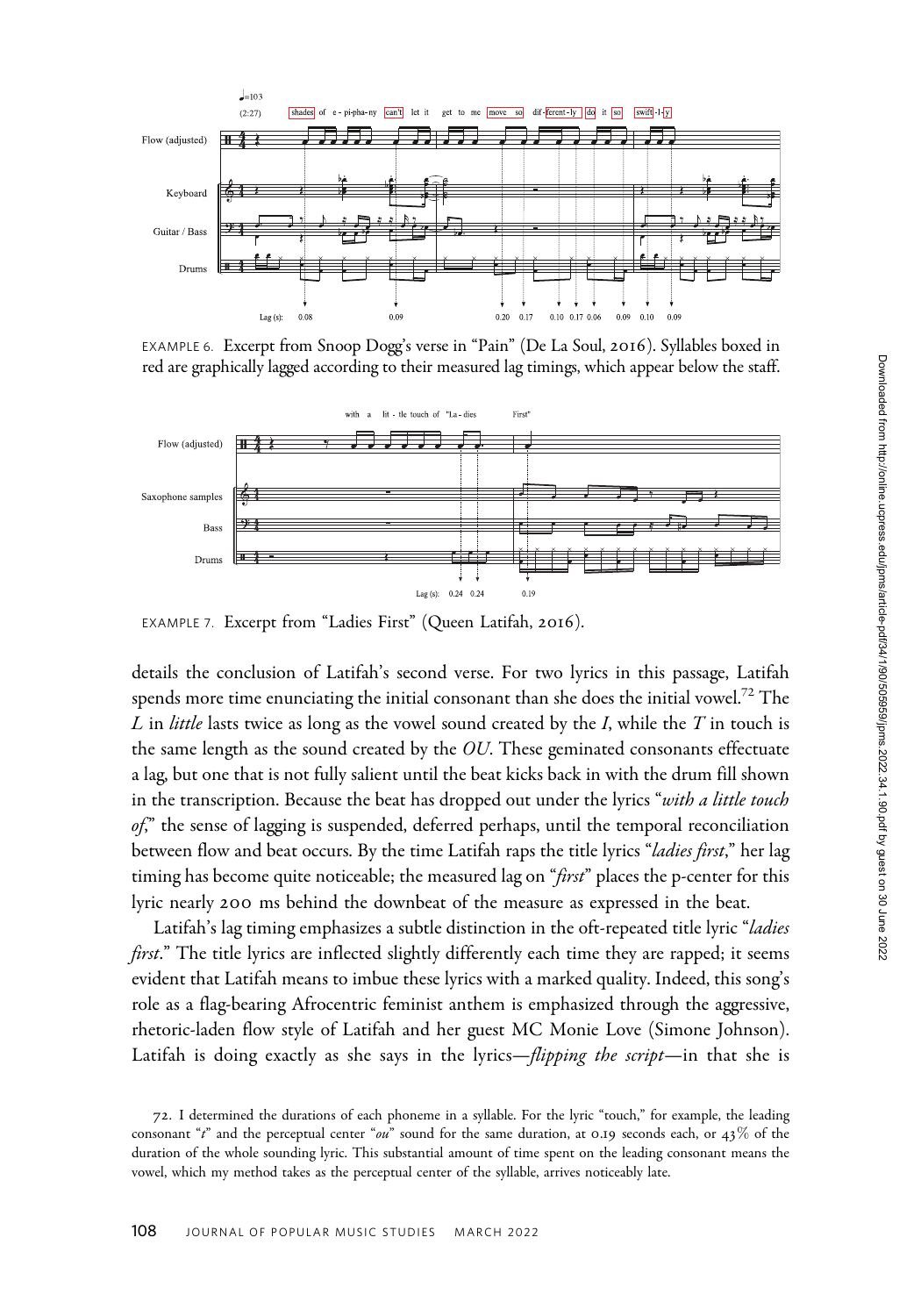EXAMPLE 6. Excerpt from Snoop Dogg's verse in "Pain" (De La Soul, 2016). Syllables boxed in red are graphically lagged according to their measured lag timings, which appear below the staff.

EXAMPLE 7. Excerpt from "Ladies First" (Queen Latifah, 2016).

details the conclusion of Latifah's second verse. For two lyrics in this passage, Latifah spends more time enunciating the initial consonant than she does the initial vowel.[72] The *L* in *little* lasts twice as long as the vowel sound created by the *I*, while the *T* in touch is the same length as the sound created by the *OU*. These geminated consonants effectuate a lag, but one that is not fully salient until the beat kicks back in with the drum fill shown in the transcription. Because the beat has dropped out under the lyrics "*with a little touch of*," the sense of lagging is suspended, deferred perhaps, until the temporal reconciliation between flow and beat occurs. By the time Latifah raps the title lyrics "*ladies first*," her lag timing has become quite noticeable; the measured lag on "*first*" places the p-center for this lyric nearly 200 ms behind the downbeat of the measure as expressed in the beat.

Latifah's lag timing emphasizes a subtle distinction in the oft-repeated title lyric "*ladies first*." The title lyrics are inflected slightly differently each time they are rapped; it seems evident that Latifah means to imbue these lyrics with a marked quality. Indeed, this song's role as a flag-bearing Afrocentric feminist anthem is emphasized through the aggressive, rhetoric-laden flow style of Latifah and her guest MC Monie Love (Simone Johnson). Latifah is doing exactly as she says in the lyrics—*flipping the script*—in that she is

72. I determined the durations of each phoneme in a syllable. For the lyric "touch," for example, the leading consonant "*t*" and the perceptual center "*ou*" sound for the same duration, at 0.19 seconds each, or 43% of the duration of the whole sounding lyric. This substantial amount of time spent on the leading consonant means the vowel, which my method takes as the perceptual center of the syllable, arrives noticeably late.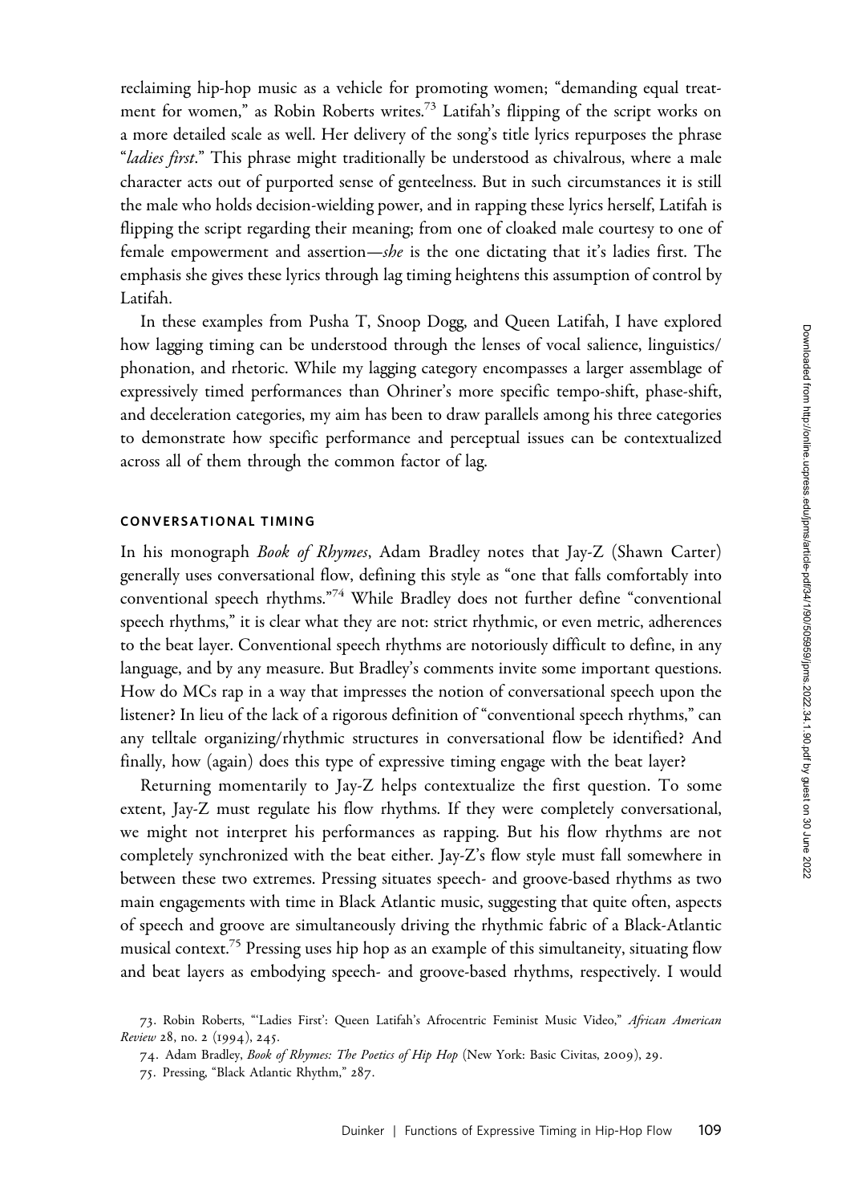reclaiming hip-hop music as a vehicle for promoting women; "demanding equal treatment for women," as Robin Roberts writes.[73] Latifah's flipping of the script works on a more detailed scale as well. Her delivery of the song's title lyrics repurposes the phrase "*ladies first*." This phrase might traditionally be understood as chivalrous, where a male character acts out of purported sense of genteelness. But in such circumstances it is still the male who holds decision-wielding power, and in rapping these lyrics herself, Latifah is flipping the script regarding their meaning; from one of cloaked male courtesy to one of female empowerment and assertion—*she* is the one dictating that it's ladies first. The emphasis she gives these lyrics through lag timing heightens this assumption of control by Latifah.

In these examples from Pusha T, Snoop Dogg, and Queen Latifah, I have explored how lagging timing can be understood through the lenses of vocal salience, linguistics/phonation, and rhetoric. While my lagging category encompasses a larger assemblage of expressively timed performances than Ohriner's more specific tempo-shift, phase-shift, and deceleration categories, my aim has been to draw parallels among his three categories to demonstrate how specific performance and perceptual issues can be contextualized across all of them through the common factor of lag.

## CONVERSATIONAL TIMING

In his monograph *Book of Rhymes*, Adam Bradley notes that Jay-Z (Shawn Carter) generally uses conversational flow, defining this style as "one that falls comfortably into conventional speech rhythms."[74] While Bradley does not further define "conventional speech rhythms," it is clear what they are not: strict rhythmic, or even metric, adherences to the beat layer. Conventional speech rhythms are notoriously difficult to define, in any language, and by any measure. But Bradley's comments invite some important questions. How do MCs rap in a way that impresses the notion of conversational speech upon the listener? In lieu of the lack of a rigorous definition of "conventional speech rhythms," can any telltale organizing/rhythmic structures in conversational flow be identified? And finally, how (again) does this type of expressive timing engage with the beat layer?

Returning momentarily to Jay-Z helps contextualize the first question. To some extent, Jay-Z must regulate his flow rhythms. If they were completely conversational, we might not interpret his performances as rapping. But his flow rhythms are not completely synchronized with the beat either. Jay-Z's flow style must fall somewhere in between these two extremes. Pressing situates speech- and groove-based rhythms as two main engagements with time in Black Atlantic music, suggesting that quite often, aspects of speech and groove are simultaneously driving the rhythmic fabric of a Black-Atlantic musical context.[75] Pressing uses hip hop as an example of this simultaneity, situating flow and beat layers as embodying speech- and groove-based rhythms, respectively. I would

73. Robin Roberts, "'Ladies First': Queen Latifah's Afrocentric Feminist Music Video," *African American Review* 28, no. 2 (1994), 245.

74. Adam Bradley, *Book of Rhymes: The Poetics of Hip Hop* (New York: Basic Civitas, 2009), 29.

75. Pressing, "Black Atlantic Rhythm," 287.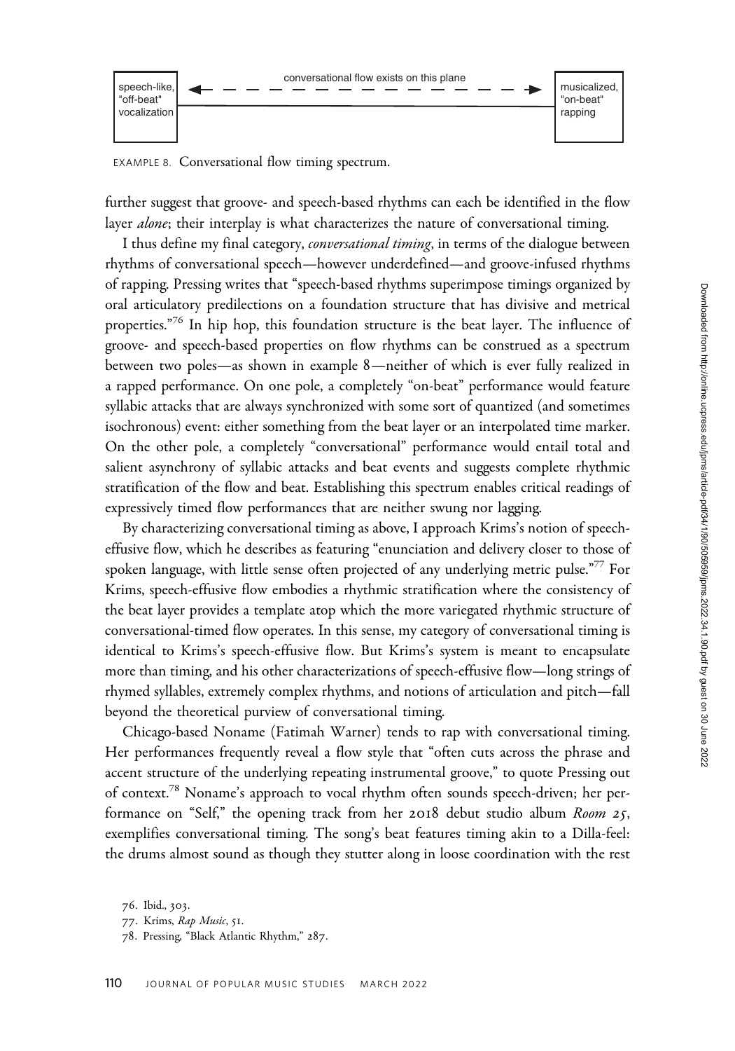speech-like, "off-beat" vocalization ← — — conversational flow exists on this plane — — → musicalized, "on-beat" rapping

EXAMPLE 8. Conversational flow timing spectrum.

further suggest that groove- and speech-based rhythms can each be identified in the flow layer *alone*; their interplay is what characterizes the nature of conversational timing.

I thus define my final category, *conversational timing*, in terms of the dialogue between rhythms of conversational speech—however underdefined—and groove-infused rhythms of rapping. Pressing writes that "speech-based rhythms superimpose timings organized by oral articulatory predilections on a foundation structure that has divisive and metrical properties."[76] In hip hop, this foundation structure is the beat layer. The influence of groove- and speech-based properties on flow rhythms can be construed as a spectrum between two poles—as shown in example 8—neither of which is ever fully realized in a rapped performance. On one pole, a completely "on-beat" performance would feature syllabic attacks that are always synchronized with some sort of quantized (and sometimes isochronous) event: either something from the beat layer or an interpolated time marker. On the other pole, a completely "conversational" performance would entail total and salient asynchrony of syllabic attacks and beat events and suggests complete rhythmic stratification of the flow and beat. Establishing this spectrum enables critical readings of expressively timed flow performances that are neither swung nor lagging.

By characterizing conversational timing as above, I approach Krims's notion of speech-effusive flow, which he describes as featuring "enunciation and delivery closer to those of spoken language, with little sense often projected of any underlying metric pulse."[77] For Krims, speech-effusive flow embodies a rhythmic stratification where the consistency of the beat layer provides a template atop which the more variegated rhythmic structure of conversational-timed flow operates. In this sense, my category of conversational timing is identical to Krims's speech-effusive flow. But Krims's system is meant to encapsulate more than timing, and his other characterizations of speech-effusive flow—long strings of rhymed syllables, extremely complex rhythms, and notions of articulation and pitch—fall beyond the theoretical purview of conversational timing.

Chicago-based Noname (Fatimah Warner) tends to rap with conversational timing. Her performances frequently reveal a flow style that "often cuts across the phrase and accent structure of the underlying repeating instrumental groove," to quote Pressing out of context.[78] Noname's approach to vocal rhythm often sounds speech-driven; her performance on "Self," the opening track from her 2018 debut studio album *Room 25*, exemplifies conversational timing. The song's beat features timing akin to a Dilla-feel: the drums almost sound as though they stutter along in loose coordination with the rest

76. Ibid., 303.

77. Krims, *Rap Music*, 51.

78. Pressing, "Black Atlantic Rhythm," 287.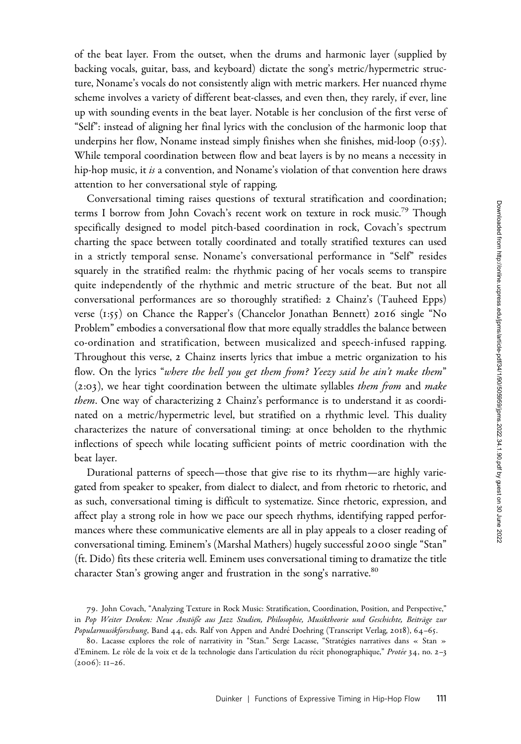of the beat layer. From the outset, when the drums and harmonic layer (supplied by backing vocals, guitar, bass, and keyboard) dictate the song's metric/hypermetric structure, Noname's vocals do not consistently align with metric markers. Her nuanced rhyme scheme involves a variety of different beat-classes, and even then, they rarely, if ever, line up with sounding events in the beat layer. Notable is her conclusion of the first verse of "Self": instead of aligning her final lyrics with the conclusion of the harmonic loop that underpins her flow, Noname instead simply finishes when she finishes, mid-loop (0:55). While temporal coordination between flow and beat layers is by no means a necessity in hip-hop music, it *is* a convention, and Noname's violation of that convention here draws attention to her conversational style of rapping.

Conversational timing raises questions of textural stratification and coordination; terms I borrow from John Covach's recent work on texture in rock music.[79] Though specifically designed to model pitch-based coordination in rock, Covach's spectrum charting the space between totally coordinated and totally stratified textures can used in a strictly temporal sense. Noname's conversational performance in "Self" resides squarely in the stratified realm: the rhythmic pacing of her vocals seems to transpire quite independently of the rhythmic and metric structure of the beat. But not all conversational performances are so thoroughly stratified: 2 Chainz's (Tauheed Epps) verse (1:55) on Chance the Rapper's (Chancelor Jonathan Bennett) 2016 single "No Problem" embodies a conversational flow that more equally straddles the balance between co-ordination and stratification, between musicalized and speech-infused rapping. Throughout this verse, 2 Chainz inserts lyrics that imbue a metric organization to his flow. On the lyrics "*where the hell you get them from? Yeezy said he ain't make them*" (2:03), we hear tight coordination between the ultimate syllables *them from* and *make them*. One way of characterizing 2 Chainz's performance is to understand it as coordinated on a metric/hypermetric level, but stratified on a rhythmic level. This duality characterizes the nature of conversational timing: at once beholden to the rhythmic inflections of speech while locating sufficient points of metric coordination with the beat layer.

Durational patterns of speech—those that give rise to its rhythm—are highly variegated from speaker to speaker, from dialect to dialect, and from rhetoric to rhetoric, and as such, conversational timing is difficult to systematize. Since rhetoric, expression, and affect play a strong role in how we pace our speech rhythms, identifying rapped performances where these communicative elements are all in play appeals to a closer reading of conversational timing. Eminem's (Marshal Mathers) hugely successful 2000 single "Stan" (ft. Dido) fits these criteria well. Eminem uses conversational timing to dramatize the title character Stan's growing anger and frustration in the song's narrative.[80]

79. John Covach, "Analyzing Texture in Rock Music: Stratification, Coordination, Position, and Perspective," in *Pop Weiter Denken: Neue Anstöße aus Jazz Studien, Philosophie, Musiktheorie und Geschichte, Beiträge zur Popularmusikforschung*, Band 44, eds. Ralf von Appen and André Doehring (Transcript Verlag, 2018), 64–65.

80. Lacasse explores the role of narrativity in "Stan." Serge Lacasse, "Stratégies narratives dans « Stan » d'Eminem. Le rôle de la voix et de la technologie dans l'articulation du récit phonographique," *Protée* 34, no. 2–3 (2006): 11–26.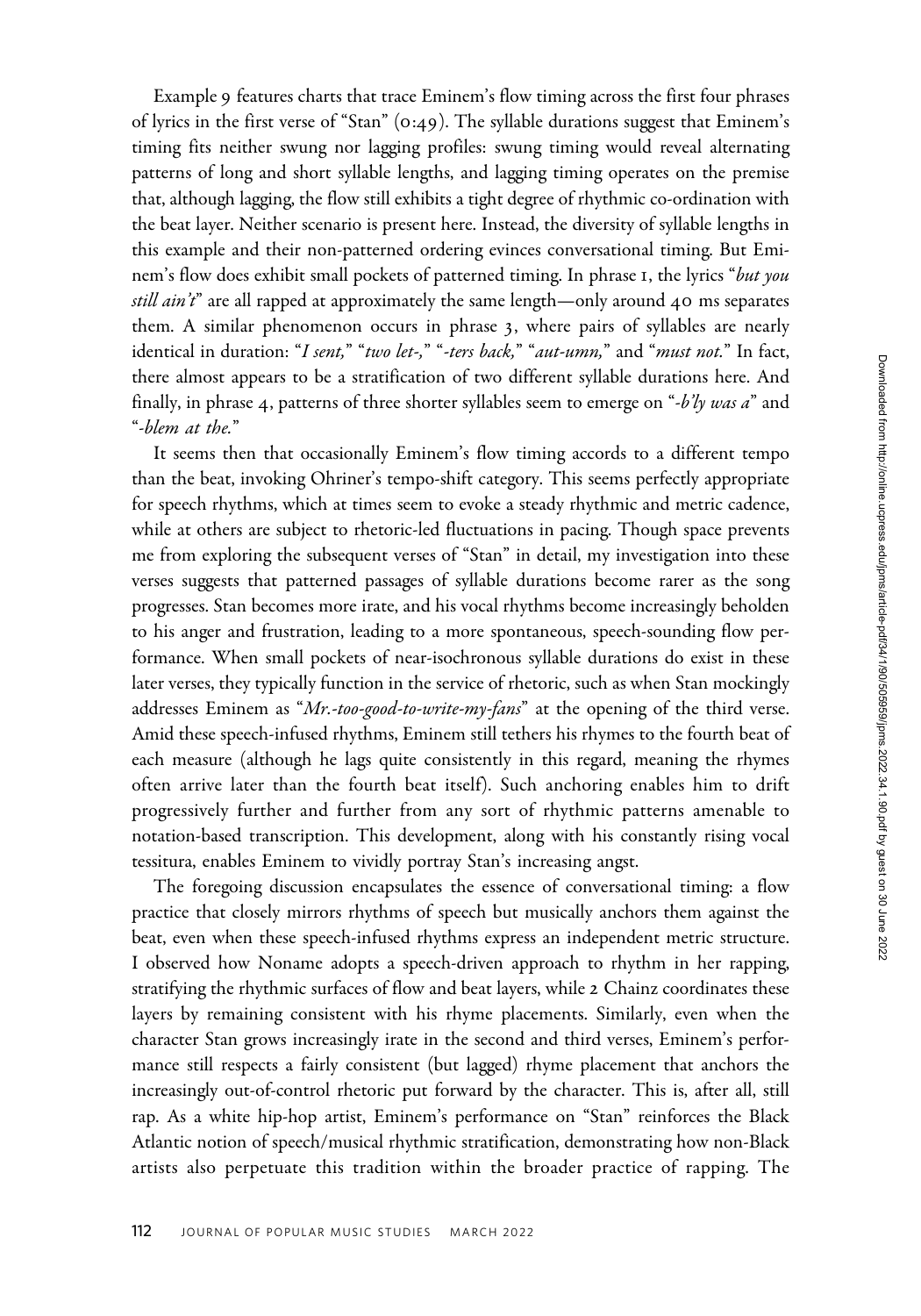Example 9 features charts that trace Eminem's flow timing across the first four phrases of lyrics in the first verse of "Stan" (0:49). The syllable durations suggest that Eminem's timing fits neither swung nor lagging profiles: swung timing would reveal alternating patterns of long and short syllable lengths, and lagging timing operates on the premise that, although lagging, the flow still exhibits a tight degree of rhythmic co-ordination with the beat layer. Neither scenario is present here. Instead, the diversity of syllable lengths in this example and their non-patterned ordering evinces conversational timing. But Eminem's flow does exhibit small pockets of patterned timing. In phrase 1, the lyrics "*but you still ain't*" are all rapped at approximately the same length—only around 40 ms separates them. A similar phenomenon occurs in phrase 3, where pairs of syllables are nearly identical in duration: "*I sent,*" "*two let-,*" "*-ters back,*" "*aut-umn,*" and "*must not.*" In fact, there almost appears to be a stratification of two different syllable durations here. And finally, in phrase 4, patterns of three shorter syllables seem to emerge on "*-b'ly was a*" and "*-blem at the.*"

It seems then that occasionally Eminem's flow timing accords to a different tempo than the beat, invoking Ohriner's tempo-shift category. This seems perfectly appropriate for speech rhythms, which at times seem to evoke a steady rhythmic and metric cadence, while at others are subject to rhetoric-led fluctuations in pacing. Though space prevents me from exploring the subsequent verses of "Stan" in detail, my investigation into these verses suggests that patterned passages of syllable durations become rarer as the song progresses. Stan becomes more irate, and his vocal rhythms become increasingly beholden to his anger and frustration, leading to a more spontaneous, speech-sounding flow performance. When small pockets of near-isochronous syllable durations do exist in these later verses, they typically function in the service of rhetoric, such as when Stan mockingly addresses Eminem as "*Mr.-too-good-to-write-my-fans*" at the opening of the third verse. Amid these speech-infused rhythms, Eminem still tethers his rhymes to the fourth beat of each measure (although he lags quite consistently in this regard, meaning the rhymes often arrive later than the fourth beat itself). Such anchoring enables him to drift progressively further and further from any sort of rhythmic patterns amenable to notation-based transcription. This development, along with his constantly rising vocal tessitura, enables Eminem to vividly portray Stan's increasing angst.

The foregoing discussion encapsulates the essence of conversational timing: a flow practice that closely mirrors rhythms of speech but musically anchors them against the beat, even when these speech-infused rhythms express an independent metric structure. I observed how Noname adopts a speech-driven approach to rhythm in her rapping, stratifying the rhythmic surfaces of flow and beat layers, while 2 Chainz coordinates these layers by remaining consistent with his rhyme placements. Similarly, even when the character Stan grows increasingly irate in the second and third verses, Eminem's performance still respects a fairly consistent (but lagged) rhyme placement that anchors the increasingly out-of-control rhetoric put forward by the character. This is, after all, still rap. As a white hip-hop artist, Eminem's performance on "Stan" reinforces the Black Atlantic notion of speech/musical rhythmic stratification, demonstrating how non-Black artists also perpetuate this tradition within the broader practice of rapping. The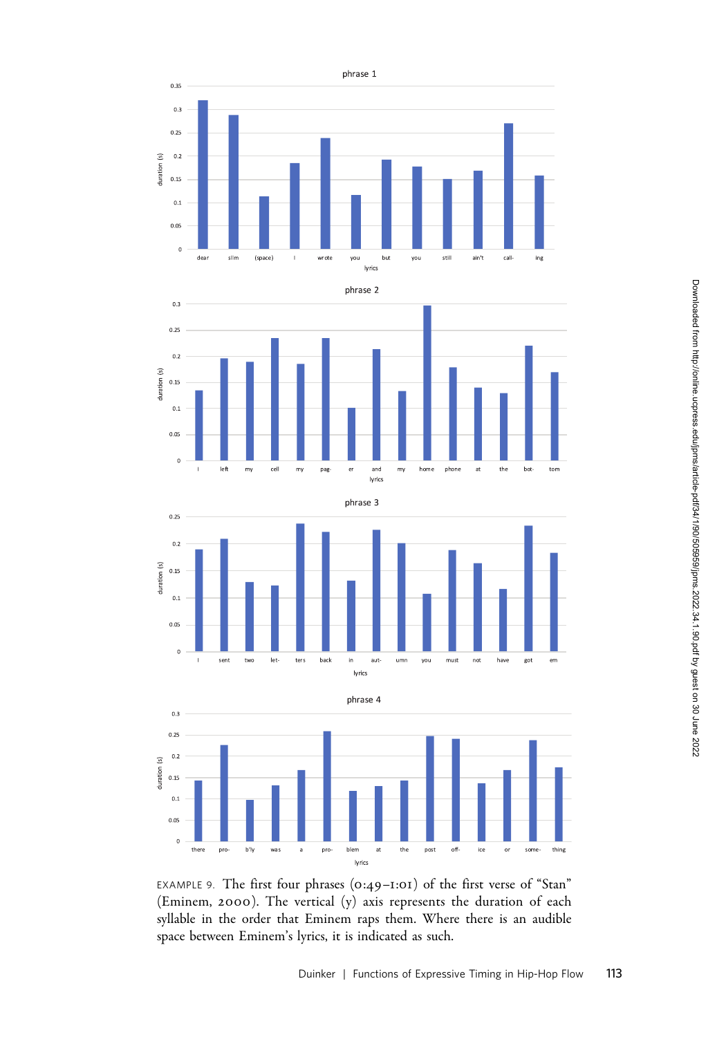EXAMPLE 9. The first four phrases (0:49–1:01) of the first verse of "Stan" (Eminem, 2000). The vertical (y) axis represents the duration of each syllable in the order that Eminem raps them. Where there is an audible space between Eminem's lyrics, it is indicated as such.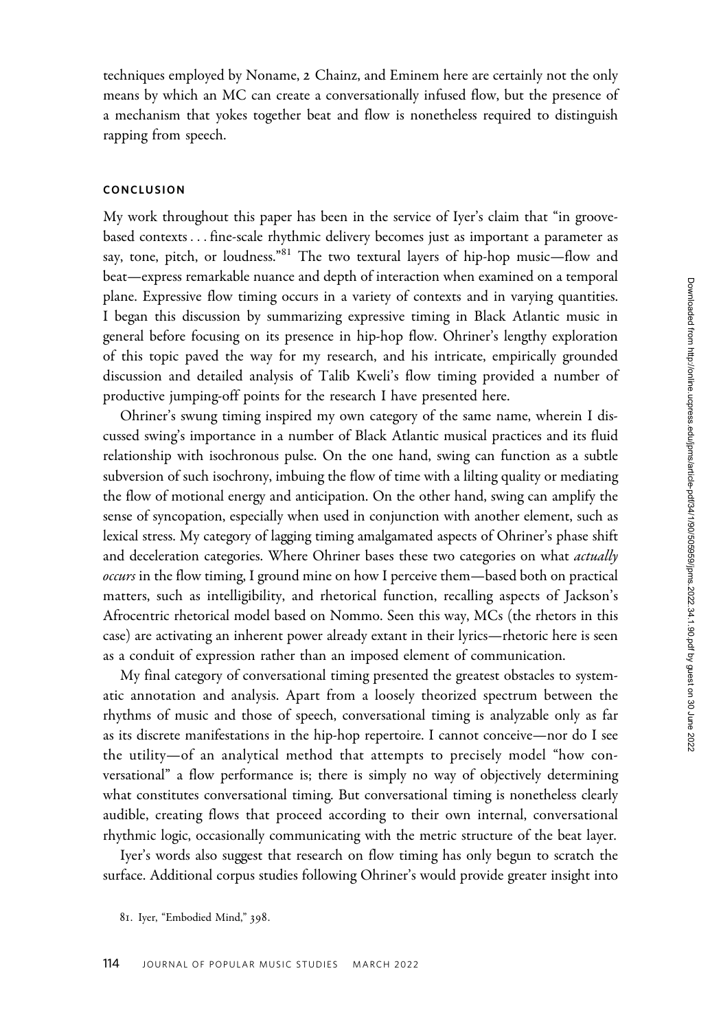techniques employed by Noname, 2 Chainz, and Eminem here are certainly not the only means by which an MC can create a conversationally infused flow, but the presence of a mechanism that yokes together beat and flow is nonetheless required to distinguish rapping from speech.

## CONCLUSION

My work throughout this paper has been in the service of Iyer's claim that "in groove-based contexts . . . fine-scale rhythmic delivery becomes just as important a parameter as say, tone, pitch, or loudness."[81] The two textural layers of hip-hop music—flow and beat—express remarkable nuance and depth of interaction when examined on a temporal plane. Expressive flow timing occurs in a variety of contexts and in varying quantities. I began this discussion by summarizing expressive timing in Black Atlantic music in general before focusing on its presence in hip-hop flow. Ohriner's lengthy exploration of this topic paved the way for my research, and his intricate, empirically grounded discussion and detailed analysis of Talib Kweli's flow timing provided a number of productive jumping-off points for the research I have presented here.

Ohriner's swung timing inspired my own category of the same name, wherein I discussed swing's importance in a number of Black Atlantic musical practices and its fluid relationship with isochronous pulse. On the one hand, swing can function as a subtle subversion of such isochrony, imbuing the flow of time with a lilting quality or mediating the flow of motional energy and anticipation. On the other hand, swing can amplify the sense of syncopation, especially when used in conjunction with another element, such as lexical stress. My category of lagging timing amalgamated aspects of Ohriner's phase shift and deceleration categories. Where Ohriner bases these two categories on what *actually occurs* in the flow timing, I ground mine on how I perceive them—based both on practical matters, such as intelligibility, and rhetorical function, recalling aspects of Jackson's Afrocentric rhetorical model based on Nommo. Seen this way, MCs (the rhetors in this case) are activating an inherent power already extant in their lyrics—rhetoric here is seen as a conduit of expression rather than an imposed element of communication.

My final category of conversational timing presented the greatest obstacles to systematic annotation and analysis. Apart from a loosely theorized spectrum between the rhythms of music and those of speech, conversational timing is analyzable only as far as its discrete manifestations in the hip-hop repertoire. I cannot conceive—nor do I see the utility—of an analytical method that attempts to precisely model "how conversational" a flow performance is; there is simply no way of objectively determining what constitutes conversational timing. But conversational timing is nonetheless clearly audible, creating flows that proceed according to their own internal, conversational rhythmic logic, occasionally communicating with the metric structure of the beat layer.

Iyer's words also suggest that research on flow timing has only begun to scratch the surface. Additional corpus studies following Ohriner's would provide greater insight into

81. Iyer, "Embodied Mind," 398.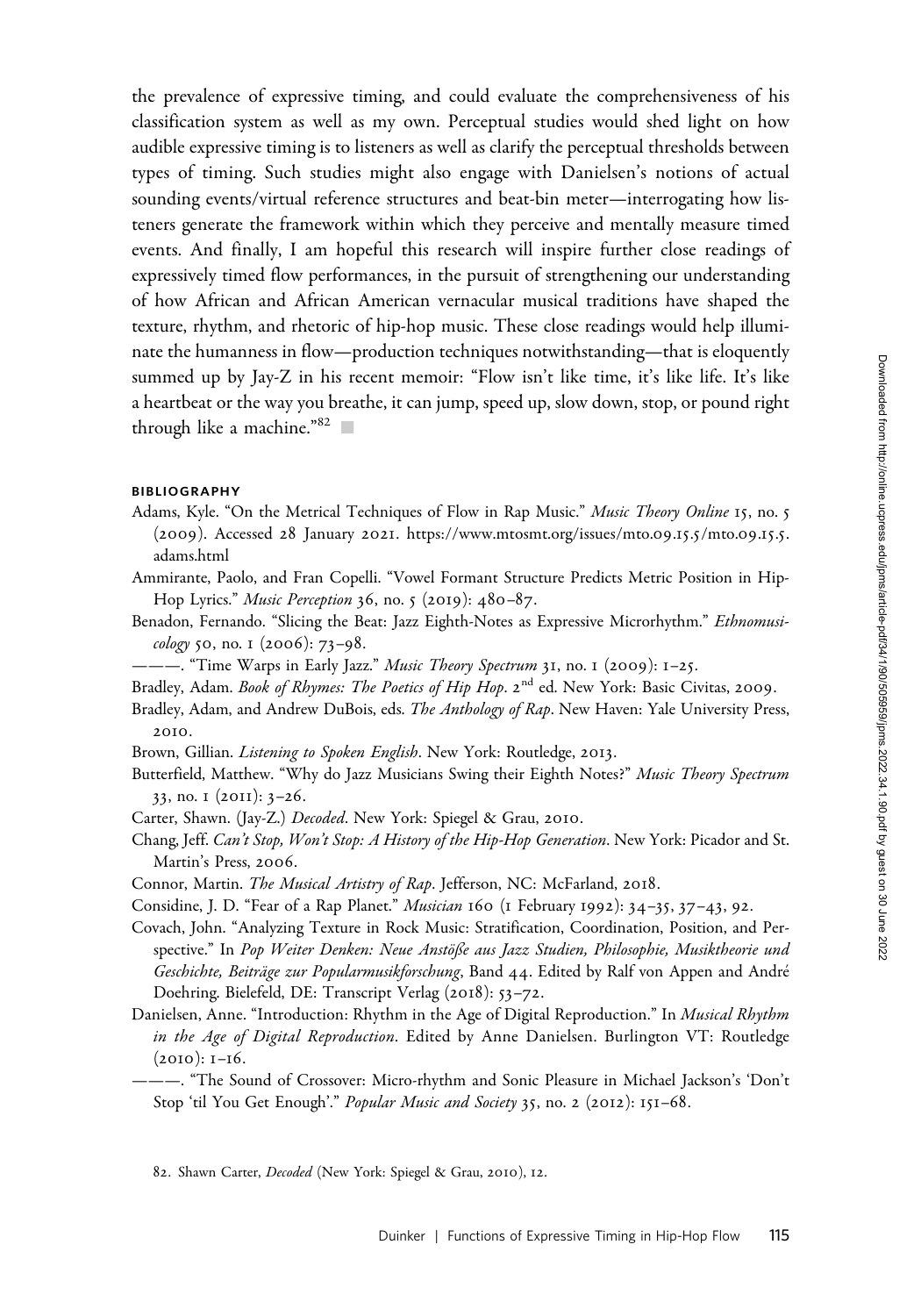the prevalence of expressive timing, and could evaluate the comprehensiveness of his classification system as well as my own. Perceptual studies would shed light on how audible expressive timing is to listeners as well as clarify the perceptual thresholds between types of timing. Such studies might also engage with Danielsen's notions of actual sounding events/virtual reference structures and beat-bin meter—interrogating how listeners generate the framework within which they perceive and mentally measure timed events. And finally, I am hopeful this research will inspire further close readings of expressively timed flow performances, in the pursuit of strengthening our understanding of how African and African American vernacular musical traditions have shaped the texture, rhythm, and rhetoric of hip-hop music. These close readings would help illuminate the humanness in flow—production techniques notwithstanding—that is eloquently summed up by Jay-Z in his recent memoir: "Flow isn't like time, it's like life. It's like a heartbeat or the way you breathe, it can jump, speed up, slow down, stop, or pound right through like a machine."[82] ■

## BIBLIOGRAPHY

Adams, Kyle. "On the Metrical Techniques of Flow in Rap Music." *Music Theory Online* 15, no. 5 (2009). Accessed 28 January 2021. https://www.mtosmt.org/issues/mto.09.15.5/mto.09.15.5.adams.html

Ammirante, Paolo, and Fran Copelli. "Vowel Formant Structure Predicts Metric Position in Hip-Hop Lyrics." *Music Perception* 36, no. 5 (2019): 480–87.

Benadon, Fernando. "Slicing the Beat: Jazz Eighth-Notes as Expressive Microrhythm." *Ethnomusicology* 50, no. 1 (2006): 73–98.

———. "Time Warps in Early Jazz." *Music Theory Spectrum* 31, no. 1 (2009): 1–25.

Bradley, Adam. *Book of Rhymes: The Poetics of Hip Hop*. 2nd ed. New York: Basic Civitas, 2009.

Bradley, Adam, and Andrew DuBois, eds. *The Anthology of Rap*. New Haven: Yale University Press, 2010.

Brown, Gillian. *Listening to Spoken English*. New York: Routledge, 2013.

Butterfield, Matthew. "Why do Jazz Musicians Swing their Eighth Notes?" *Music Theory Spectrum* 33, no. 1 (2011): 3–26.

Carter, Shawn. (Jay-Z.) *Decoded*. New York: Spiegel & Grau, 2010.

Chang, Jeff. *Can't Stop, Won't Stop: A History of the Hip-Hop Generation*. New York: Picador and St. Martin's Press, 2006.

Connor, Martin. *The Musical Artistry of Rap*. Jefferson, NC: McFarland, 2018.

Considine, J. D. "Fear of a Rap Planet." *Musician* 160 (1 February 1992): 34–35, 37–43, 92.

Covach, John. "Analyzing Texture in Rock Music: Stratification, Coordination, Position, and Perspective." In *Pop Weiter Denken: Neue Anstöße aus Jazz Studien, Philosophie, Musiktheorie und Geschichte, Beiträge zur Popularmusikforschung*, Band 44. Edited by Ralf von Appen and André Doehring. Bielefeld, DE: Transcript Verlag (2018): 53–72.

Danielsen, Anne. "Introduction: Rhythm in the Age of Digital Reproduction." In *Musical Rhythm in the Age of Digital Reproduction*. Edited by Anne Danielsen. Burlington VT: Routledge (2010): 1–16.

———. "The Sound of Crossover: Micro-rhythm and Sonic Pleasure in Michael Jackson's 'Don't Stop 'til You Get Enough'." *Popular Music and Society* 35, no. 2 (2012): 151–68.

82. Shawn Carter, *Decoded* (New York: Spiegel & Grau, 2010), 12.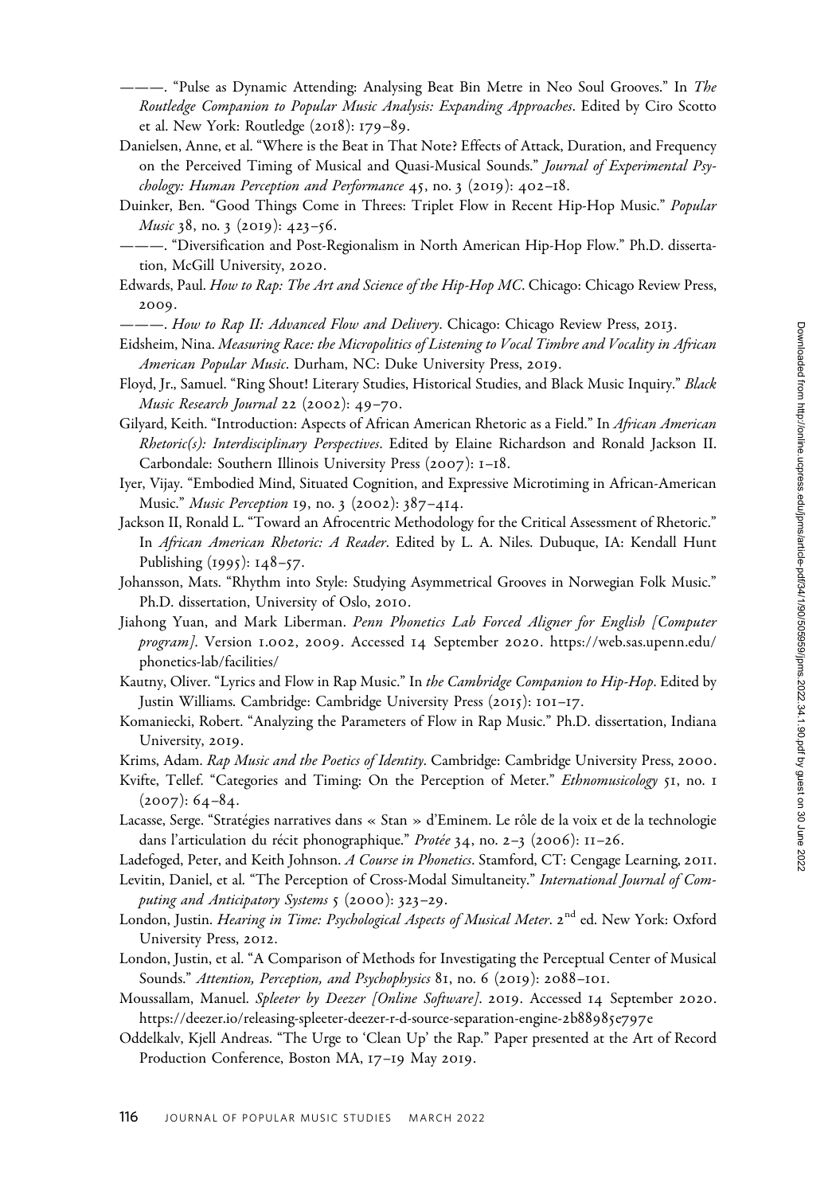———. "Pulse as Dynamic Attending: Analysing Beat Bin Metre in Neo Soul Grooves." In *The Routledge Companion to Popular Music Analysis: Expanding Approaches*. Edited by Ciro Scotto et al. New York: Routledge (2018): 179–89.

Danielsen, Anne, et al. "Where is the Beat in That Note? Effects of Attack, Duration, and Frequency on the Perceived Timing of Musical and Quasi-Musical Sounds." *Journal of Experimental Psychology: Human Perception and Performance* 45, no. 3 (2019): 402–18.

Duinker, Ben. "Good Things Come in Threes: Triplet Flow in Recent Hip-Hop Music." *Popular Music* 38, no. 3 (2019): 423–56.

———. "Diversification and Post-Regionalism in North American Hip-Hop Flow." Ph.D. dissertation, McGill University, 2020.

Edwards, Paul. *How to Rap: The Art and Science of the Hip-Hop MC*. Chicago: Chicago Review Press, 2009.

———. *How to Rap II: Advanced Flow and Delivery*. Chicago: Chicago Review Press, 2013.

Eidsheim, Nina. *Measuring Race: the Micropolitics of Listening to Vocal Timbre and Vocality in African American Popular Music*. Durham, NC: Duke University Press, 2019.

Floyd, Jr., Samuel. "Ring Shout! Literary Studies, Historical Studies, and Black Music Inquiry." *Black Music Research Journal* 22 (2002): 49–70.

Gilyard, Keith. "Introduction: Aspects of African American Rhetoric as a Field." In *African American Rhetoric(s): Interdisciplinary Perspectives*. Edited by Elaine Richardson and Ronald Jackson II. Carbondale: Southern Illinois University Press (2007): 1–18.

Iyer, Vijay. "Embodied Mind, Situated Cognition, and Expressive Microtiming in African-American Music." *Music Perception* 19, no. 3 (2002): 387–414.

Jackson II, Ronald L. "Toward an Afrocentric Methodology for the Critical Assessment of Rhetoric." In *African American Rhetoric: A Reader*. Edited by L. A. Niles. Dubuque, IA: Kendall Hunt Publishing (1995): 148–57.

Johansson, Mats. "Rhythm into Style: Studying Asymmetrical Grooves in Norwegian Folk Music." Ph.D. dissertation, University of Oslo, 2010.

Jiahong Yuan, and Mark Liberman. *Penn Phonetics Lab Forced Aligner for English [Computer program]*. Version 1.002, 2009. Accessed 14 September 2020. https://web.sas.upenn.edu/phonetics-lab/facilities/

Kautny, Oliver. "Lyrics and Flow in Rap Music." In *the Cambridge Companion to Hip-Hop*. Edited by Justin Williams. Cambridge: Cambridge University Press (2015): 101–17.

Komaniecki, Robert. "Analyzing the Parameters of Flow in Rap Music." Ph.D. dissertation, Indiana University, 2019.

Krims, Adam. *Rap Music and the Poetics of Identity*. Cambridge: Cambridge University Press, 2000.

Kvifte, Tellef. "Categories and Timing: On the Perception of Meter." *Ethnomusicology* 51, no. 1 (2007): 64–84.

Lacasse, Serge. "Stratégies narratives dans « Stan » d'Eminem. Le rôle de la voix et de la technologie dans l'articulation du récit phonographique." *Protée* 34, no. 2–3 (2006): 11–26.

Ladefoged, Peter, and Keith Johnson. *A Course in Phonetics*. Stamford, CT: Cengage Learning, 2011.

Levitin, Daniel, et al. "The Perception of Cross-Modal Simultaneity." *International Journal of Computing and Anticipatory Systems* 5 (2000): 323–29.

London, Justin. *Hearing in Time: Psychological Aspects of Musical Meter*. 2nd ed. New York: Oxford University Press, 2012.

London, Justin, et al. "A Comparison of Methods for Investigating the Perceptual Center of Musical Sounds." *Attention, Perception, and Psychophysics* 81, no. 6 (2019): 2088–101.

Moussallam, Manuel. *Spleeter by Deezer [Online Software]*. 2019. Accessed 14 September 2020. https://deezer.io/releasing-spleeter-deezer-r-d-source-separation-engine-2b88985e797e

Oddelkalv, Kjell Andreas. "The Urge to 'Clean Up' the Rap." Paper presented at the Art of Record Production Conference, Boston MA, 17–19 May 2019.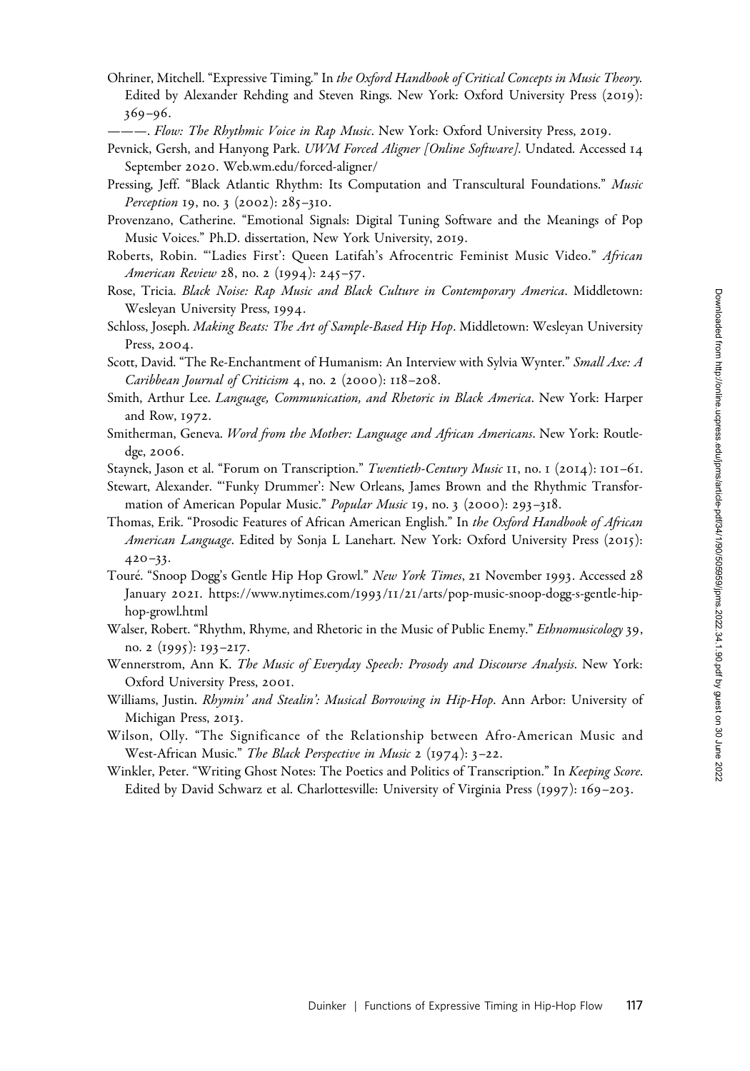Ohriner, Mitchell. "Expressive Timing." In *the Oxford Handbook of Critical Concepts in Music Theory*. Edited by Alexander Rehding and Steven Rings. New York: Oxford University Press (2019): 369–96.

———. *Flow: The Rhythmic Voice in Rap Music*. New York: Oxford University Press, 2019.

Pevnick, Gersh, and Hanyong Park. *UWM Forced Aligner [Online Software]*. Undated. Accessed 14 September 2020. Web.wm.edu/forced-aligner/

Pressing, Jeff. "Black Atlantic Rhythm: Its Computation and Transcultural Foundations." *Music Perception* 19, no. 3 (2002): 285–310.

Provenzano, Catherine. "Emotional Signals: Digital Tuning Software and the Meanings of Pop Music Voices." Ph.D. dissertation, New York University, 2019.

Roberts, Robin. "'Ladies First': Queen Latifah's Afrocentric Feminist Music Video." *African American Review* 28, no. 2 (1994): 245–57.

Rose, Tricia. *Black Noise: Rap Music and Black Culture in Contemporary America*. Middletown: Wesleyan University Press, 1994.

Schloss, Joseph. *Making Beats: The Art of Sample-Based Hip Hop*. Middletown: Wesleyan University Press, 2004.

Scott, David. "The Re-Enchantment of Humanism: An Interview with Sylvia Wynter." *Small Axe: A Caribbean Journal of Criticism* 4, no. 2 (2000): 118–208.

Smith, Arthur Lee. *Language, Communication, and Rhetoric in Black America*. New York: Harper and Row, 1972.

Smitherman, Geneva. *Word from the Mother: Language and African Americans*. New York: Routledge, 2006.

Staynek, Jason et al. "Forum on Transcription." *Twentieth-Century Music* 11, no. 1 (2014): 101–61.

Stewart, Alexander. "'Funky Drummer': New Orleans, James Brown and the Rhythmic Transformation of American Popular Music." *Popular Music* 19, no. 3 (2000): 293–318.

Thomas, Erik. "Prosodic Features of African American English." In *the Oxford Handbook of African American Language*. Edited by Sonja L Lanehart. New York: Oxford University Press (2015): 420–33.

Touré. "Snoop Dogg's Gentle Hip Hop Growl." *New York Times*, 21 November 1993. Accessed 28 January 2021. https://www.nytimes.com/1993/11/21/arts/pop-music-snoop-dogg-s-gentle-hip-hop-growl.html

Walser, Robert. "Rhythm, Rhyme, and Rhetoric in the Music of Public Enemy." *Ethnomusicology* 39, no. 2 (1995): 193–217.

Wennerstrom, Ann K. *The Music of Everyday Speech: Prosody and Discourse Analysis*. New York: Oxford University Press, 2001.

Williams, Justin. *Rhymin' and Stealin': Musical Borrowing in Hip-Hop*. Ann Arbor: University of Michigan Press, 2013.

Wilson, Olly. "The Significance of the Relationship between Afro-American Music and West-African Music." *The Black Perspective in Music* 2 (1974): 3–22.

Winkler, Peter. "Writing Ghost Notes: The Poetics and Politics of Transcription." In *Keeping Score*. Edited by David Schwarz et al. Charlottesville: University of Virginia Press (1997): 169–203.